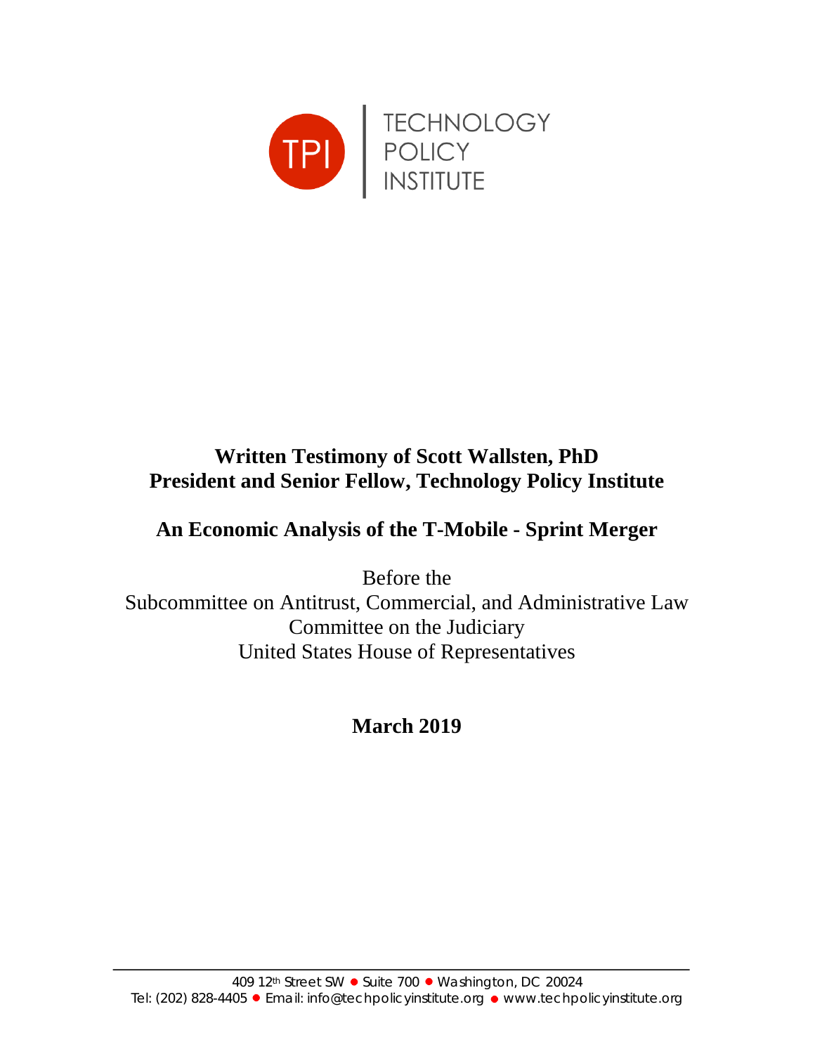TECHNOLOGY
POLICY
INSTITUTE

**Written Testimony of Scott Wallsten, PhD**
**President and Senior Fellow, Technology Policy Institute**

# An Economic Analysis of the T-Mobile - Sprint Merger

Before the
Subcommittee on Antitrust, Commercial, and Administrative Law
Committee on the Judiciary
United States House of Representatives

**March 2019**

409 12th Street SW • Suite 700 • Washington, DC 20024
Tel: (202) 828-4405 • Email: info@techpolicyinstitute.org • www.techpolicyinstitute.org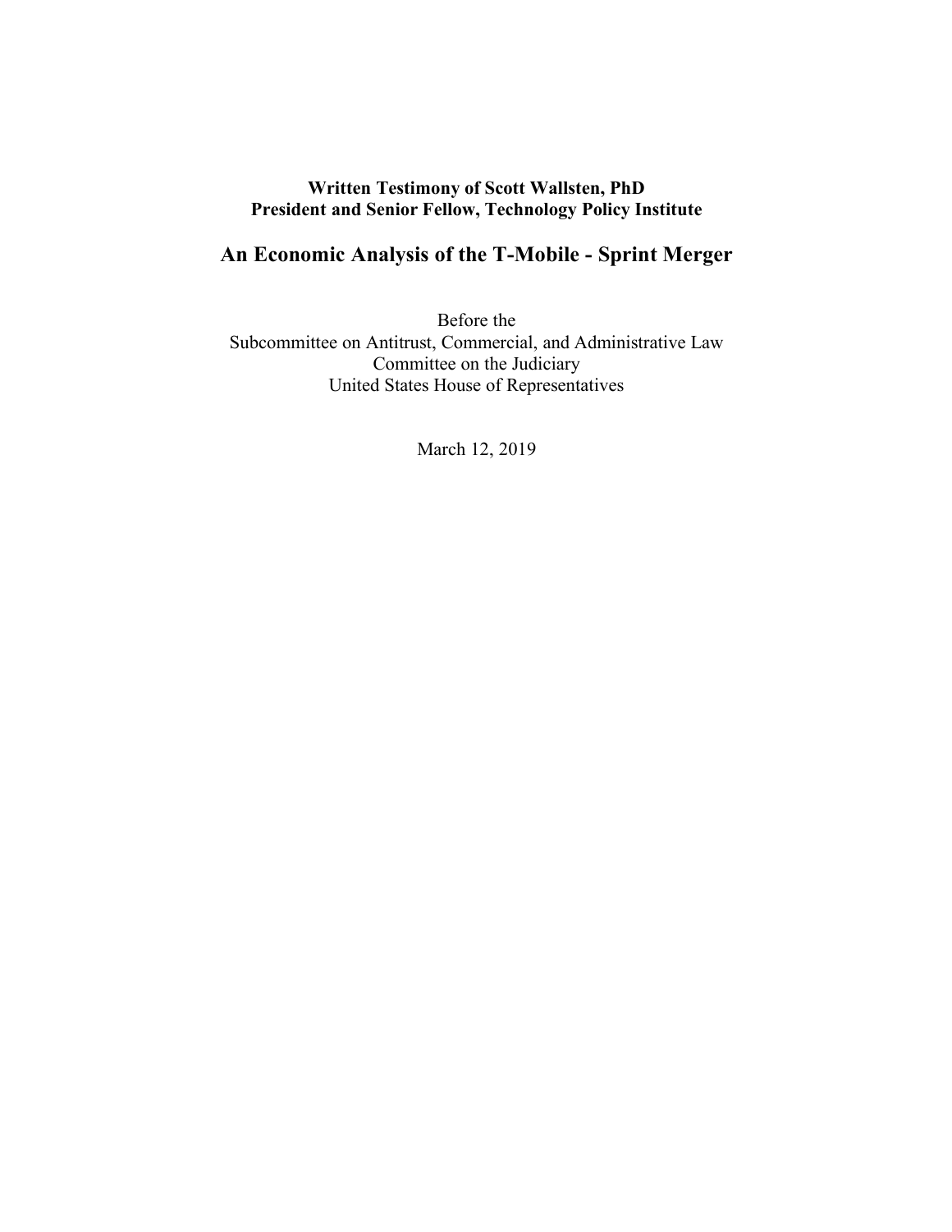**Written Testimony of Scott Wallsten, PhD**
**President and Senior Fellow, Technology Policy Institute**

# An Economic Analysis of the T-Mobile - Sprint Merger

Before the
Subcommittee on Antitrust, Commercial, and Administrative Law
Committee on the Judiciary
United States House of Representatives

March 12, 2019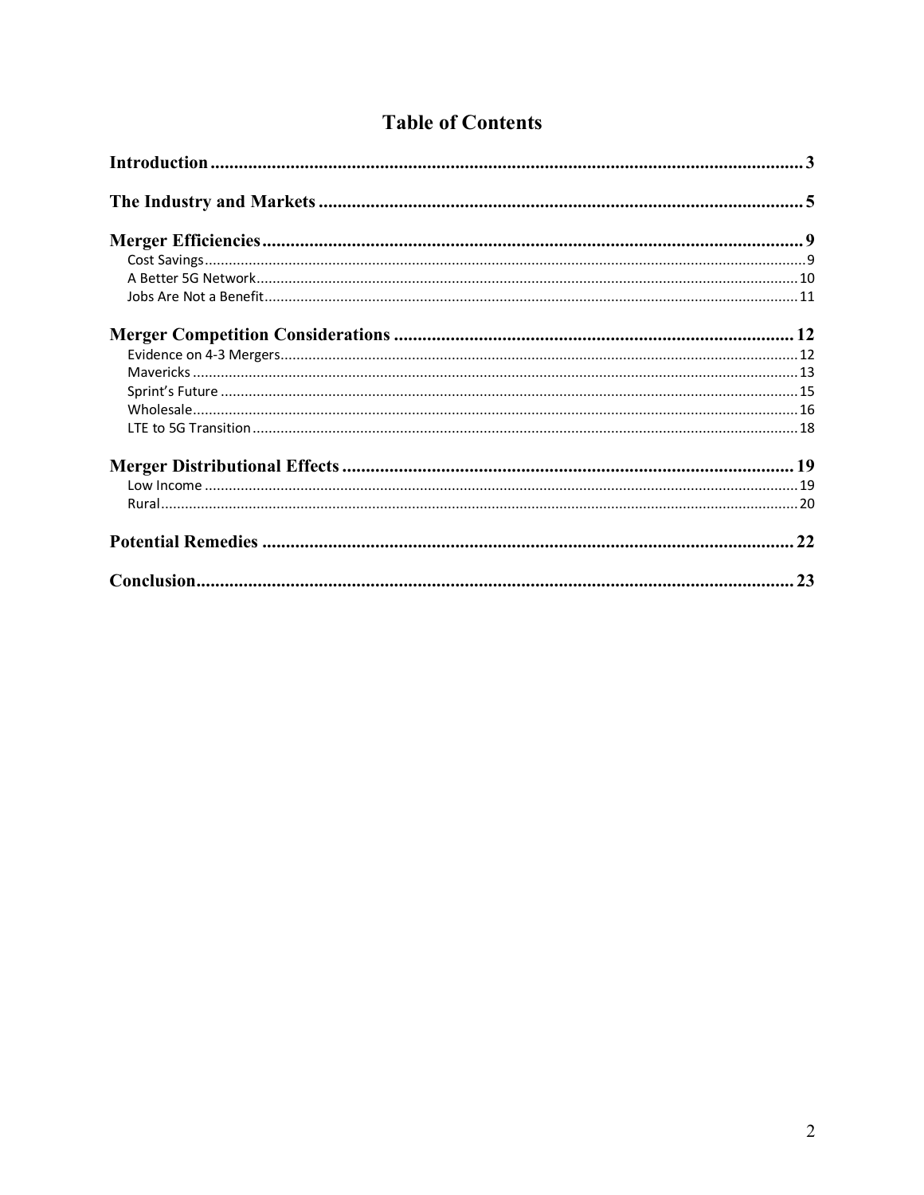# Table of Contents

**Introduction** ..... 3

**The Industry and Markets** ..... 5

**Merger Efficiencies** ..... 9
- Cost Savings ..... 9
- A Better 5G Network ..... 10
- Jobs Are Not a Benefit ..... 11

**Merger Competition Considerations** ..... 12
- Evidence on 4-3 Mergers ..... 12
- Mavericks ..... 13
- Sprint's Future ..... 15
- Wholesale ..... 16
- LTE to 5G Transition ..... 18

**Merger Distributional Effects** ..... 19
- Low Income ..... 19
- Rural ..... 20

**Potential Remedies** ..... 22

**Conclusion** ..... 23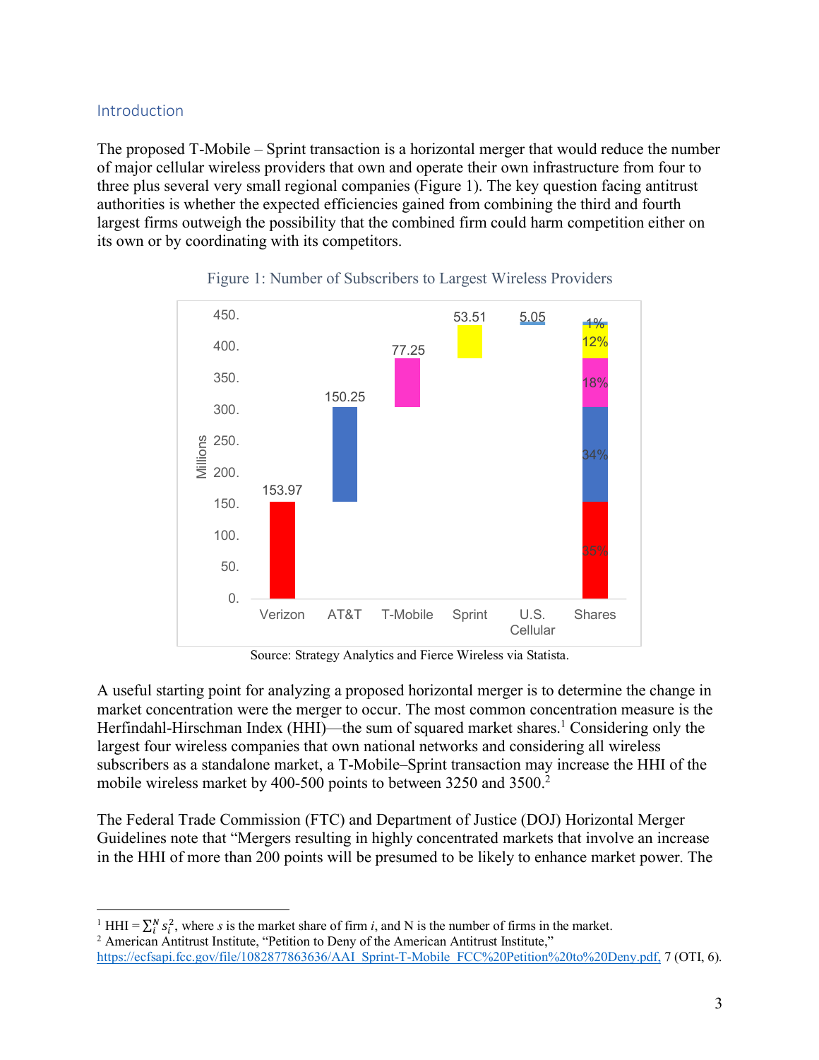## Introduction

The proposed T-Mobile – Sprint transaction is a horizontal merger that would reduce the number of major cellular wireless providers that own and operate their own infrastructure from four to three plus several very small regional companies (Figure 1). The key question facing antitrust authorities is whether the expected efficiencies gained from combining the third and fourth largest firms outweigh the possibility that the combined firm could harm competition either on its own or by coordinating with its competitors.

Figure 1: Number of Subscribers to Largest Wireless Providers

Source: Strategy Analytics and Fierce Wireless via Statista.

A useful starting point for analyzing a proposed horizontal merger is to determine the change in market concentration were the merger to occur. The most common concentration measure is the Herfindahl-Hirschman Index (HHI)—the sum of squared market shares.[1] Considering only the largest four wireless companies that own national networks and considering all wireless subscribers as a standalone market, a T-Mobile–Sprint transaction may increase the HHI of the mobile wireless market by 400-500 points to between 3250 and 3500.[2]

The Federal Trade Commission (FTC) and Department of Justice (DOJ) Horizontal Merger Guidelines note that "Mergers resulting in highly concentrated markets that involve an increase in the HHI of more than 200 points will be presumed to be likely to enhance market power. The

---

[1] HHI = $\sum_i^N s_i^2$, where $s$ is the market share of firm $i$, and N is the number of firms in the market.

[2] American Antitrust Institute, "Petition to Deny of the American Antitrust Institute," https://ecfsapi.fcc.gov/file/1082877863636/AAI_Sprint-T-Mobile_FCC%20Petition%20to%20Deny.pdf, 7 (OTI, 6).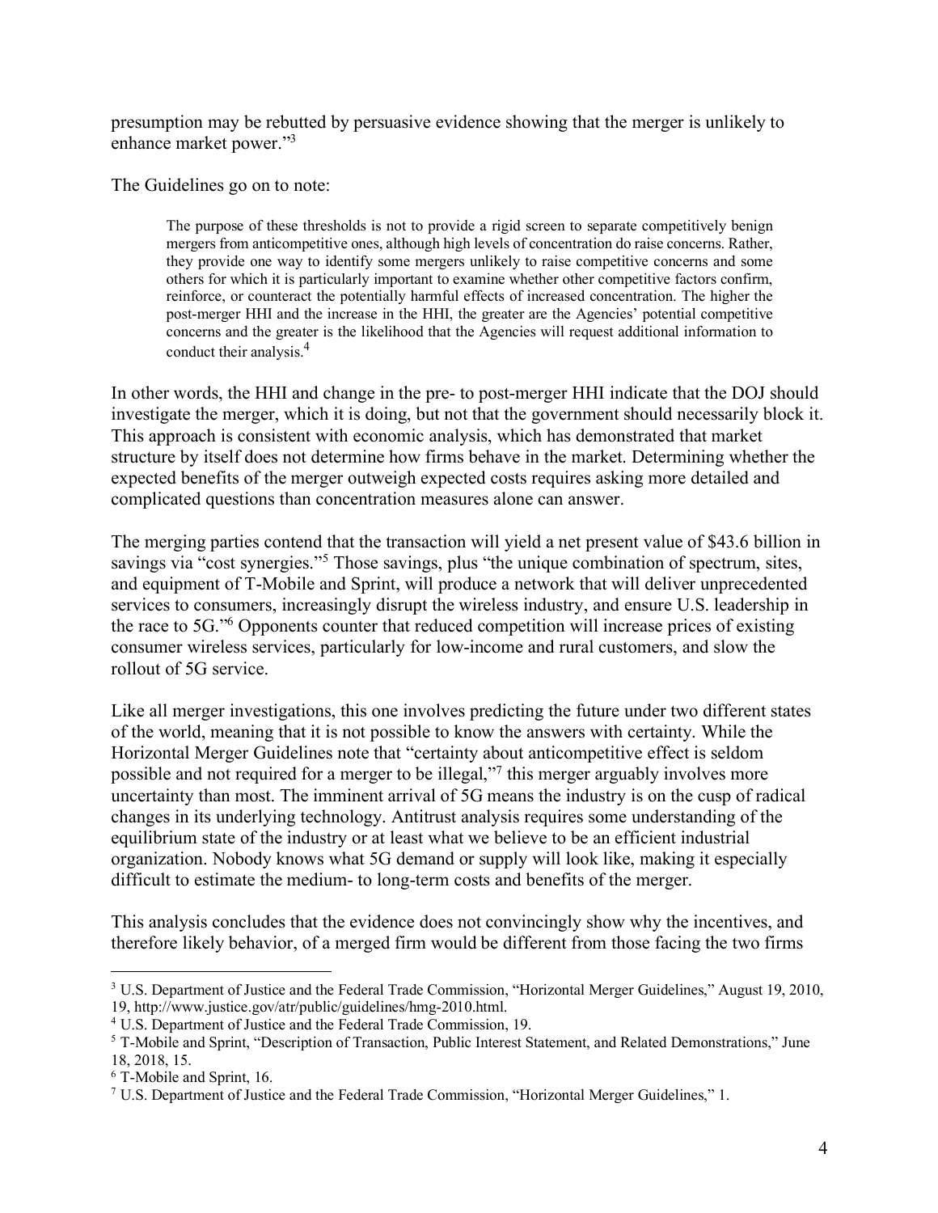presumption may be rebutted by persuasive evidence showing that the merger is unlikely to enhance market power."[3]

The Guidelines go on to note:

> The purpose of these thresholds is not to provide a rigid screen to separate competitively benign mergers from anticompetitive ones, although high levels of concentration do raise concerns. Rather, they provide one way to identify some mergers unlikely to raise competitive concerns and some others for which it is particularly important to examine whether other competitive factors confirm, reinforce, or counteract the potentially harmful effects of increased concentration. The higher the post-merger HHI and the increase in the HHI, the greater are the Agencies' potential competitive concerns and the greater is the likelihood that the Agencies will request additional information to conduct their analysis.[4]

In other words, the HHI and change in the pre- to post-merger HHI indicate that the DOJ should investigate the merger, which it is doing, but not that the government should necessarily block it. This approach is consistent with economic analysis, which has demonstrated that market structure by itself does not determine how firms behave in the market. Determining whether the expected benefits of the merger outweigh expected costs requires asking more detailed and complicated questions than concentration measures alone can answer.

The merging parties contend that the transaction will yield a net present value of $43.6 billion in savings via "cost synergies."[5] Those savings, plus "the unique combination of spectrum, sites, and equipment of T-Mobile and Sprint, will produce a network that will deliver unprecedented services to consumers, increasingly disrupt the wireless industry, and ensure U.S. leadership in the race to 5G."[6] Opponents counter that reduced competition will increase prices of existing consumer wireless services, particularly for low-income and rural customers, and slow the rollout of 5G service.

Like all merger investigations, this one involves predicting the future under two different states of the world, meaning that it is not possible to know the answers with certainty. While the Horizontal Merger Guidelines note that "certainty about anticompetitive effect is seldom possible and not required for a merger to be illegal,"[7] this merger arguably involves more uncertainty than most. The imminent arrival of 5G means the industry is on the cusp of radical changes in its underlying technology. Antitrust analysis requires some understanding of the equilibrium state of the industry or at least what we believe to be an efficient industrial organization. Nobody knows what 5G demand or supply will look like, making it especially difficult to estimate the medium- to long-term costs and benefits of the merger.

This analysis concludes that the evidence does not convincingly show why the incentives, and therefore likely behavior, of a merged firm would be different from those facing the two firms

---

[3] U.S. Department of Justice and the Federal Trade Commission, "Horizontal Merger Guidelines," August 19, 2010, 19, http://www.justice.gov/atr/public/guidelines/hmg-2010.html.

[4] U.S. Department of Justice and the Federal Trade Commission, 19.

[5] T-Mobile and Sprint, "Description of Transaction, Public Interest Statement, and Related Demonstrations," June 18, 2018, 15.

[6] T-Mobile and Sprint, 16.

[7] U.S. Department of Justice and the Federal Trade Commission, "Horizontal Merger Guidelines," 1.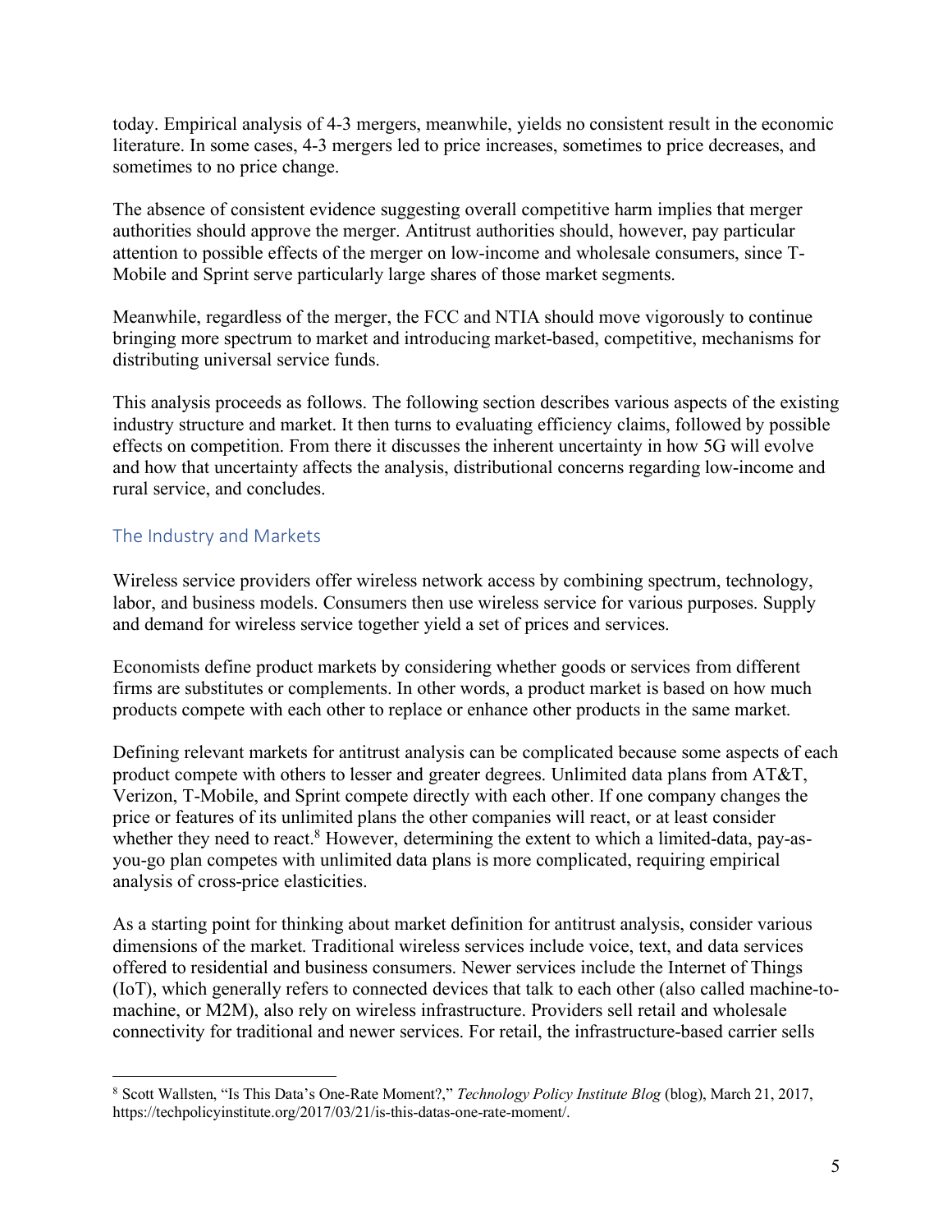today. Empirical analysis of 4-3 mergers, meanwhile, yields no consistent result in the economic literature. In some cases, 4-3 mergers led to price increases, sometimes to price decreases, and sometimes to no price change.

The absence of consistent evidence suggesting overall competitive harm implies that merger authorities should approve the merger. Antitrust authorities should, however, pay particular attention to possible effects of the merger on low-income and wholesale consumers, since T-Mobile and Sprint serve particularly large shares of those market segments.

Meanwhile, regardless of the merger, the FCC and NTIA should move vigorously to continue bringing more spectrum to market and introducing market-based, competitive, mechanisms for distributing universal service funds.

This analysis proceeds as follows. The following section describes various aspects of the existing industry structure and market. It then turns to evaluating efficiency claims, followed by possible effects on competition. From there it discusses the inherent uncertainty in how 5G will evolve and how that uncertainty affects the analysis, distributional concerns regarding low-income and rural service, and concludes.

## The Industry and Markets

Wireless service providers offer wireless network access by combining spectrum, technology, labor, and business models. Consumers then use wireless service for various purposes. Supply and demand for wireless service together yield a set of prices and services.

Economists define product markets by considering whether goods or services from different firms are substitutes or complements. In other words, a product market is based on how much products compete with each other to replace or enhance other products in the same market.

Defining relevant markets for antitrust analysis can be complicated because some aspects of each product compete with others to lesser and greater degrees. Unlimited data plans from AT&T, Verizon, T-Mobile, and Sprint compete directly with each other. If one company changes the price or features of its unlimited plans the other companies will react, or at least consider whether they need to react.[8] However, determining the extent to which a limited-data, pay-as-you-go plan competes with unlimited data plans is more complicated, requiring empirical analysis of cross-price elasticities.

As a starting point for thinking about market definition for antitrust analysis, consider various dimensions of the market. Traditional wireless services include voice, text, and data services offered to residential and business consumers. Newer services include the Internet of Things (IoT), which generally refers to connected devices that talk to each other (also called machine-to-machine, or M2M), also rely on wireless infrastructure. Providers sell retail and wholesale connectivity for traditional and newer services. For retail, the infrastructure-based carrier sells

---

[8] Scott Wallsten, "Is This Data's One-Rate Moment?," *Technology Policy Institute Blog* (blog), March 21, 2017, https://techpolicyinstitute.org/2017/03/21/is-this-datas-one-rate-moment/.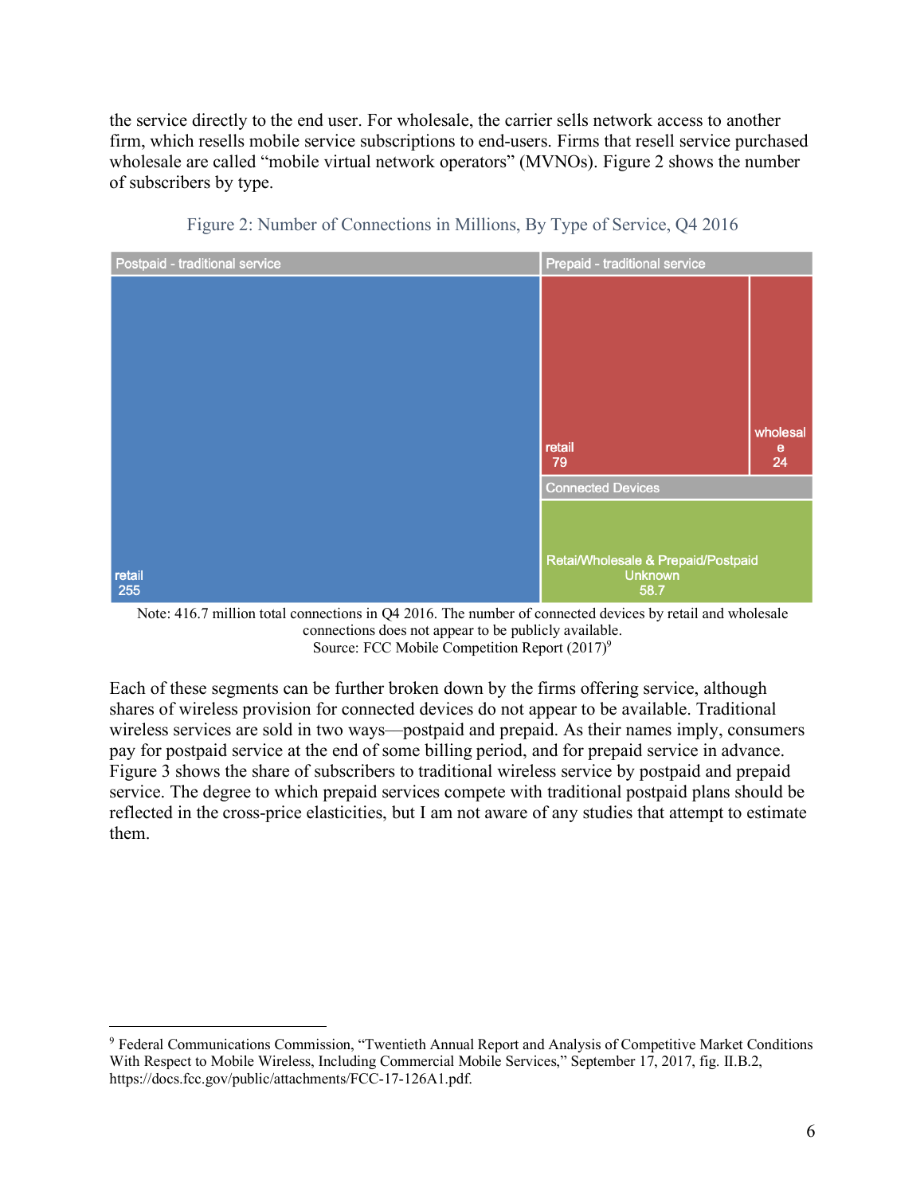the service directly to the end user. For wholesale, the carrier sells network access to another firm, which resells mobile service subscriptions to end-users. Firms that resell service purchased wholesale are called "mobile virtual network operators" (MVNOs). Figure 2 shows the number of subscribers by type.

Figure 2: Number of Connections in Millions, By Type of Service, Q4 2016

| Category | Type | Connections (millions) |
|---|---|---|
| Postpaid - traditional service | retail | 255 |
| Prepaid - traditional service | retail | 79 |
| Prepaid - traditional service | wholesale | 24 |
| Connected Devices | Retai/Wholesale & Prepaid/Postpaid Unknown | 58.7 |

Note: 416.7 million total connections in Q4 2016. The number of connected devices by retail and wholesale connections does not appear to be publicly available.
Source: FCC Mobile Competition Report (2017)[9]

Each of these segments can be further broken down by the firms offering service, although shares of wireless provision for connected devices do not appear to be available. Traditional wireless services are sold in two ways—postpaid and prepaid. As their names imply, consumers pay for postpaid service at the end of some billing period, and for prepaid service in advance. Figure 3 shows the share of subscribers to traditional wireless service by postpaid and prepaid service. The degree to which prepaid services compete with traditional postpaid plans should be reflected in the cross-price elasticities, but I am not aware of any studies that attempt to estimate them.

[9] Federal Communications Commission, "Twentieth Annual Report and Analysis of Competitive Market Conditions With Respect to Mobile Wireless, Including Commercial Mobile Services," September 17, 2017, fig. II.B.2, https://docs.fcc.gov/public/attachments/FCC-17-126A1.pdf.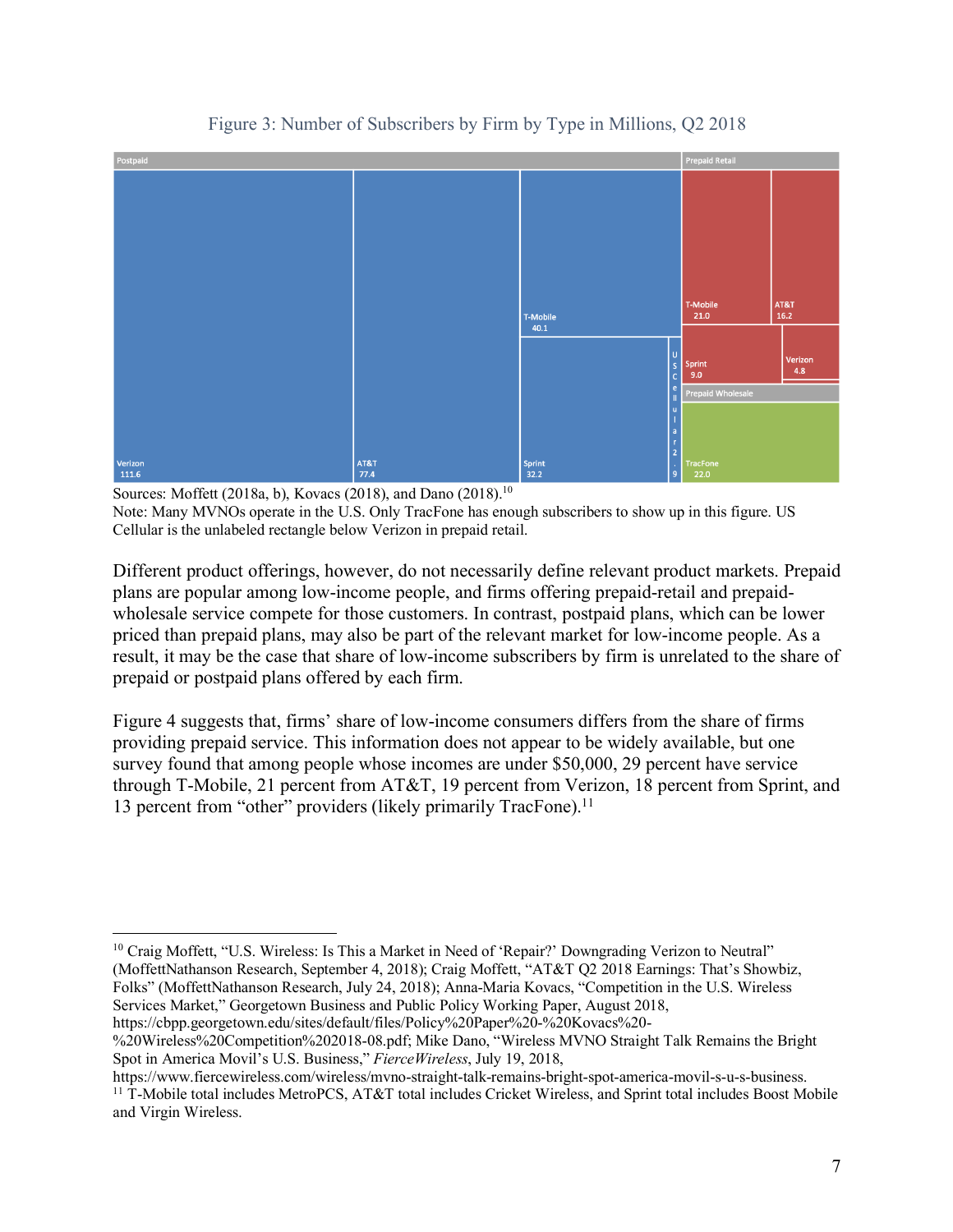Figure 3: Number of Subscribers by Firm by Type in Millions, Q2 2018

Postpaid

Verizon 111.6

AT&T 77.4

T-Mobile 40.1

Sprint 32.2

US Cellular 2.9

Prepaid Retail

T-Mobile 21.0

AT&T 16.2

Sprint 9.0

Verizon 4.8

Prepaid Wholesale

TracFone 22.0

Sources: Moffett (2018a, b), Kovacs (2018), and Dano (2018).[10]
Note: Many MVNOs operate in the U.S. Only TracFone has enough subscribers to show up in this figure. US Cellular is the unlabeled rectangle below Verizon in prepaid retail.

Different product offerings, however, do not necessarily define relevant product markets. Prepaid plans are popular among low-income people, and firms offering prepaid-retail and prepaid-wholesale service compete for those customers. In contrast, postpaid plans, which can be lower priced than prepaid plans, may also be part of the relevant market for low-income people. As a result, it may be the case that share of low-income subscribers by firm is unrelated to the share of prepaid or postpaid plans offered by each firm.

Figure 4 suggests that, firms' share of low-income consumers differs from the share of firms providing prepaid service. This information does not appear to be widely available, but one survey found that among people whose incomes are under $50,000, 29 percent have service through T-Mobile, 21 percent from AT&T, 19 percent from Verizon, 18 percent from Sprint, and 13 percent from "other" providers (likely primarily TracFone).[11]

---

[10] Craig Moffett, "U.S. Wireless: Is This a Market in Need of 'Repair?' Downgrading Verizon to Neutral" (MoffettNathanson Research, September 4, 2018); Craig Moffett, "AT&T Q2 2018 Earnings: That's Showbiz, Folks" (MoffettNathanson Research, July 24, 2018); Anna-Maria Kovacs, "Competition in the U.S. Wireless Services Market," Georgetown Business and Public Policy Working Paper, August 2018, https://cbpp.georgetown.edu/sites/default/files/Policy%20Paper%20-%20Kovacs%20-%20Wireless%20Competition%202018-08.pdf; Mike Dano, "Wireless MVNO Straight Talk Remains the Bright Spot in America Movil's U.S. Business," *FierceWireless*, July 19, 2018, https://www.fiercewireless.com/wireless/mvno-straight-talk-remains-bright-spot-america-movil-s-u-s-business.

[11] T-Mobile total includes MetroPCS, AT&T total includes Cricket Wireless, and Sprint total includes Boost Mobile and Virgin Wireless.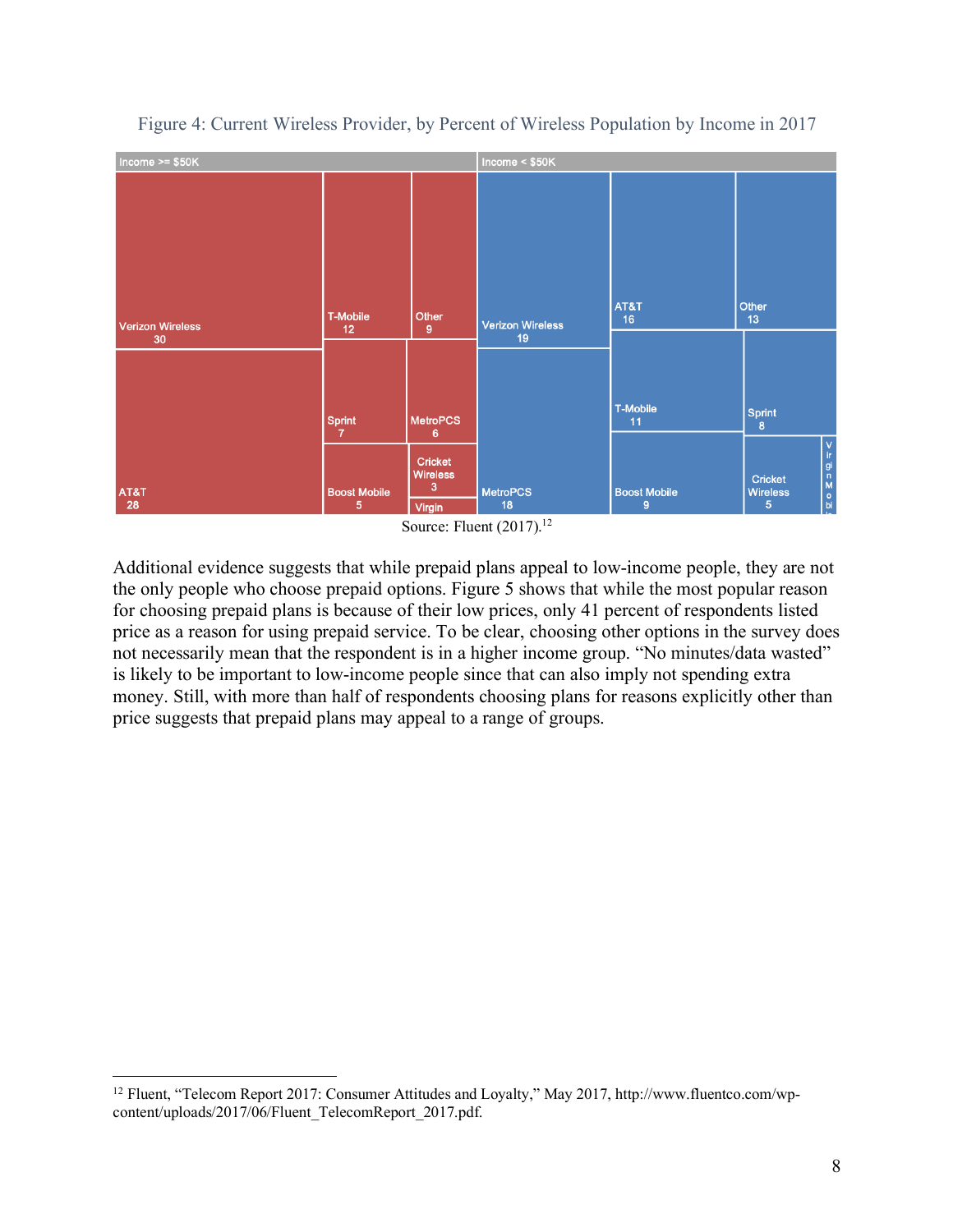Figure 4: Current Wireless Provider, by Percent of Wireless Population by Income in 2017

| Income >= $50K | | Income < $50K | |
|---|---|---|---|
| Verizon Wireless | 30 | Verizon Wireless | 19 |
| AT&T | 28 | MetroPCS | 18 |
| T-Mobile | 12 | AT&T | 16 |
| Other | 9 | Other | 13 |
| Sprint | 7 | T-Mobile | 11 |
| MetroPCS | 6 | Boost Mobile | 9 |
| Boost Mobile | 5 | Sprint | 8 |
| Cricket Wireless | 3 | Cricket Wireless | 5 |
| Virgin | | Virgin Mobile | |

Source: Fluent (2017).[12]

Additional evidence suggests that while prepaid plans appeal to low-income people, they are not the only people who choose prepaid options. Figure 5 shows that while the most popular reason for choosing prepaid plans is because of their low prices, only 41 percent of respondents listed price as a reason for using prepaid service. To be clear, choosing other options in the survey does not necessarily mean that the respondent is in a higher income group. "No minutes/data wasted" is likely to be important to low-income people since that can also imply not spending extra money. Still, with more than half of respondents choosing plans for reasons explicitly other than price suggests that prepaid plans may appeal to a range of groups.

[12] Fluent, "Telecom Report 2017: Consumer Attitudes and Loyalty," May 2017, http://www.fluentco.com/wp-content/uploads/2017/06/Fluent_TelecomReport_2017.pdf.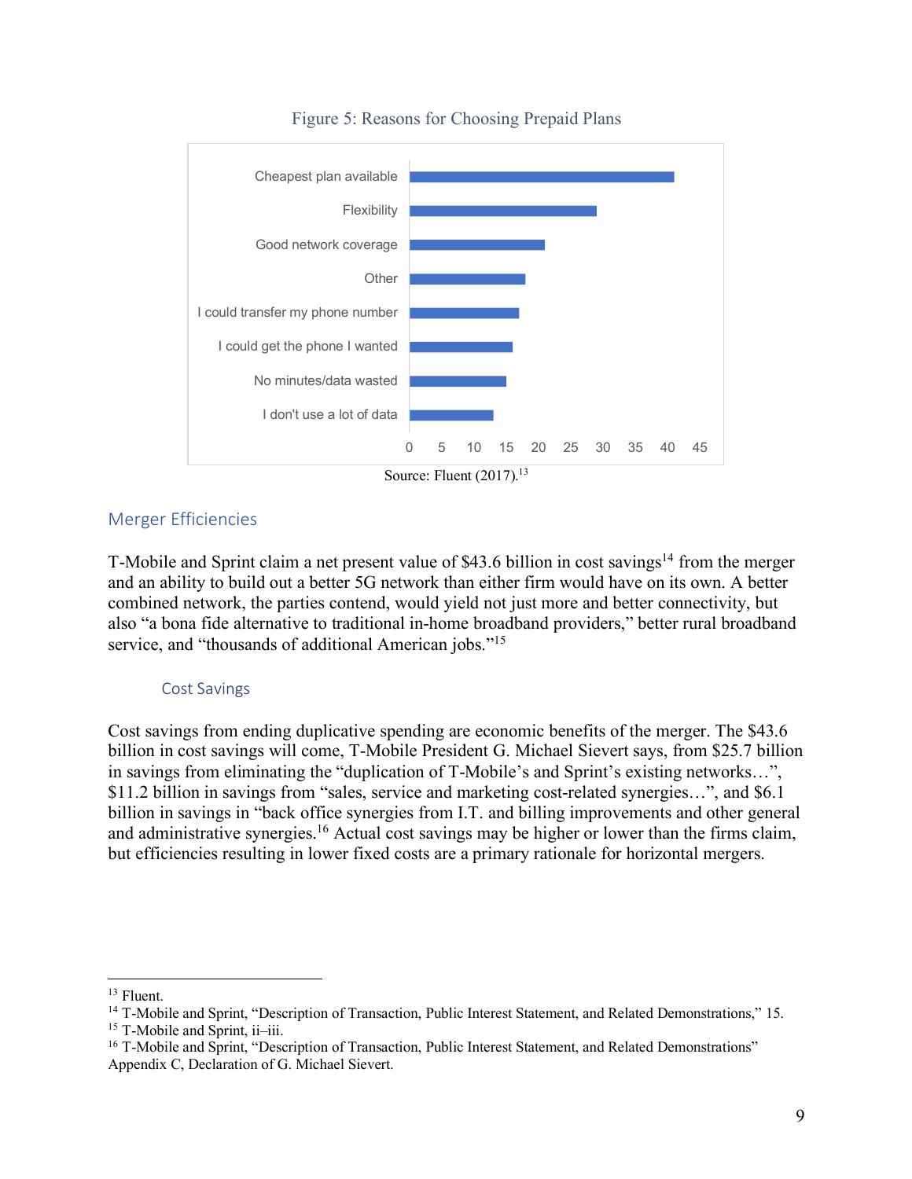Figure 5: Reasons for Choosing Prepaid Plans

| Reason | Value |
|---|---|
| Cheapest plan available | ~41 |
| Flexibility | ~29 |
| Good network coverage | ~21 |
| Other | ~18 |
| I could transfer my phone number | ~17 |
| I could get the phone I wanted | ~16 |
| No minutes/data wasted | ~15 |
| I don't use a lot of data | ~13 |

Source: Fluent (2017).[13]

## Merger Efficiencies

T-Mobile and Sprint claim a net present value of $43.6 billion in cost savings[14] from the merger and an ability to build out a better 5G network than either firm would have on its own. A better combined network, the parties contend, would yield not just more and better connectivity, but also "a bona fide alternative to traditional in-home broadband providers," better rural broadband service, and "thousands of additional American jobs."[15]

### Cost Savings

Cost savings from ending duplicative spending are economic benefits of the merger. The $43.6 billion in cost savings will come, T-Mobile President G. Michael Sievert says, from $25.7 billion in savings from eliminating the "duplication of T-Mobile's and Sprint's existing networks…", $11.2 billion in savings from "sales, service and marketing cost-related synergies…", and $6.1 billion in savings in "back office synergies from I.T. and billing improvements and other general and administrative synergies.[16] Actual cost savings may be higher or lower than the firms claim, but efficiencies resulting in lower fixed costs are a primary rationale for horizontal mergers.

---

[13] Fluent.

[14] T-Mobile and Sprint, "Description of Transaction, Public Interest Statement, and Related Demonstrations," 15.

[15] T-Mobile and Sprint, ii–iii.

[16] T-Mobile and Sprint, "Description of Transaction, Public Interest Statement, and Related Demonstrations" Appendix C, Declaration of G. Michael Sievert.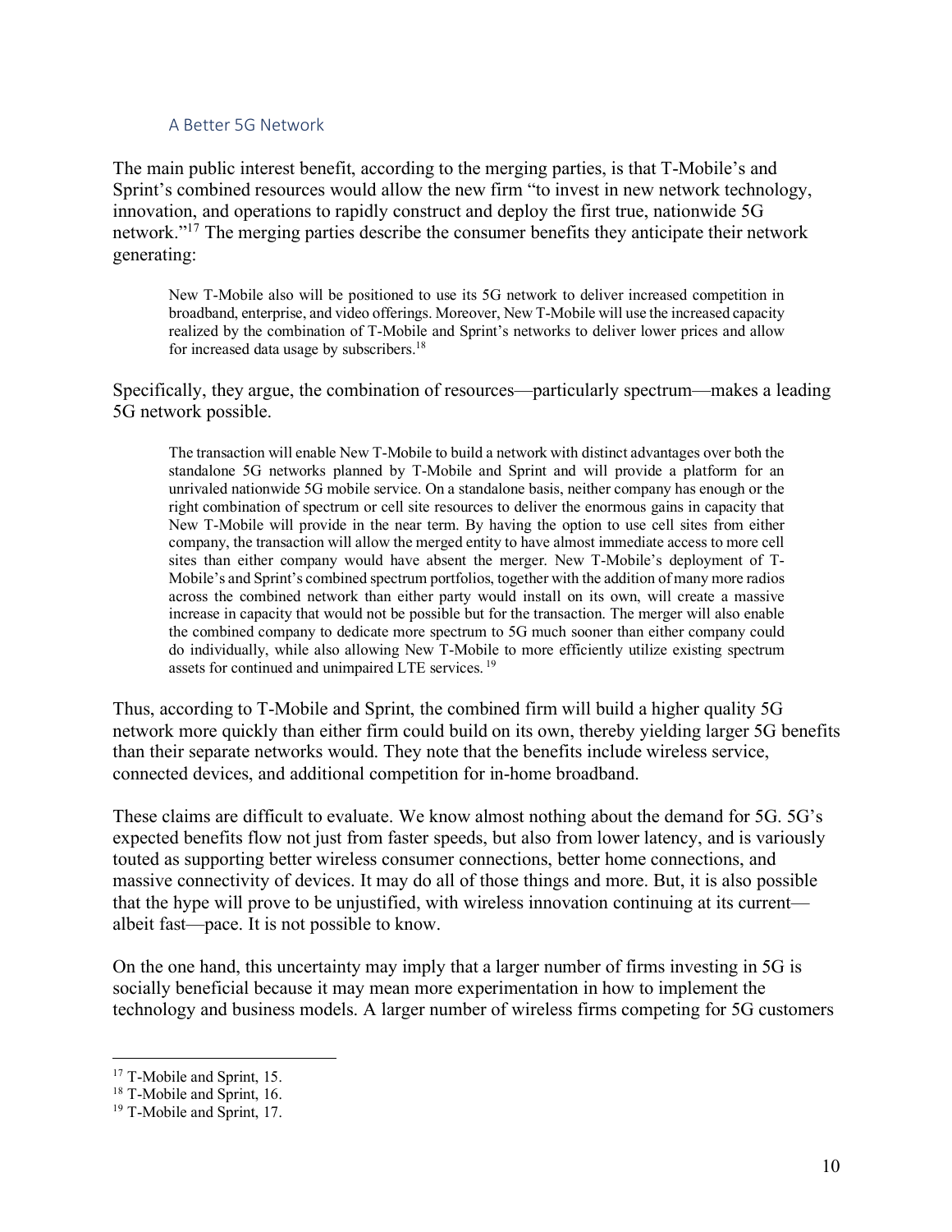### A Better 5G Network

The main public interest benefit, according to the merging parties, is that T-Mobile's and Sprint's combined resources would allow the new firm "to invest in new network technology, innovation, and operations to rapidly construct and deploy the first true, nationwide 5G network."[17] The merging parties describe the consumer benefits they anticipate their network generating:

> New T-Mobile also will be positioned to use its 5G network to deliver increased competition in broadband, enterprise, and video offerings. Moreover, New T-Mobile will use the increased capacity realized by the combination of T-Mobile and Sprint's networks to deliver lower prices and allow for increased data usage by subscribers.[18]

Specifically, they argue, the combination of resources—particularly spectrum—makes a leading 5G network possible.

> The transaction will enable New T-Mobile to build a network with distinct advantages over both the standalone 5G networks planned by T-Mobile and Sprint and will provide a platform for an unrivaled nationwide 5G mobile service. On a standalone basis, neither company has enough or the right combination of spectrum or cell site resources to deliver the enormous gains in capacity that New T-Mobile will provide in the near term. By having the option to use cell sites from either company, the transaction will allow the merged entity to have almost immediate access to more cell sites than either company would have absent the merger. New T-Mobile's deployment of T-Mobile's and Sprint's combined spectrum portfolios, together with the addition of many more radios across the combined network than either party would install on its own, will create a massive increase in capacity that would not be possible but for the transaction. The merger will also enable the combined company to dedicate more spectrum to 5G much sooner than either company could do individually, while also allowing New T-Mobile to more efficiently utilize existing spectrum assets for continued and unimpaired LTE services.[19]

Thus, according to T-Mobile and Sprint, the combined firm will build a higher quality 5G network more quickly than either firm could build on its own, thereby yielding larger 5G benefits than their separate networks would. They note that the benefits include wireless service, connected devices, and additional competition for in-home broadband.

These claims are difficult to evaluate. We know almost nothing about the demand for 5G. 5G's expected benefits flow not just from faster speeds, but also from lower latency, and is variously touted as supporting better wireless consumer connections, better home connections, and massive connectivity of devices. It may do all of those things and more. But, it is also possible that the hype will prove to be unjustified, with wireless innovation continuing at its current—albeit fast—pace. It is not possible to know.

On the one hand, this uncertainty may imply that a larger number of firms investing in 5G is socially beneficial because it may mean more experimentation in how to implement the technology and business models. A larger number of wireless firms competing for 5G customers

---

[17] T-Mobile and Sprint, 15.

[18] T-Mobile and Sprint, 16.

[19] T-Mobile and Sprint, 17.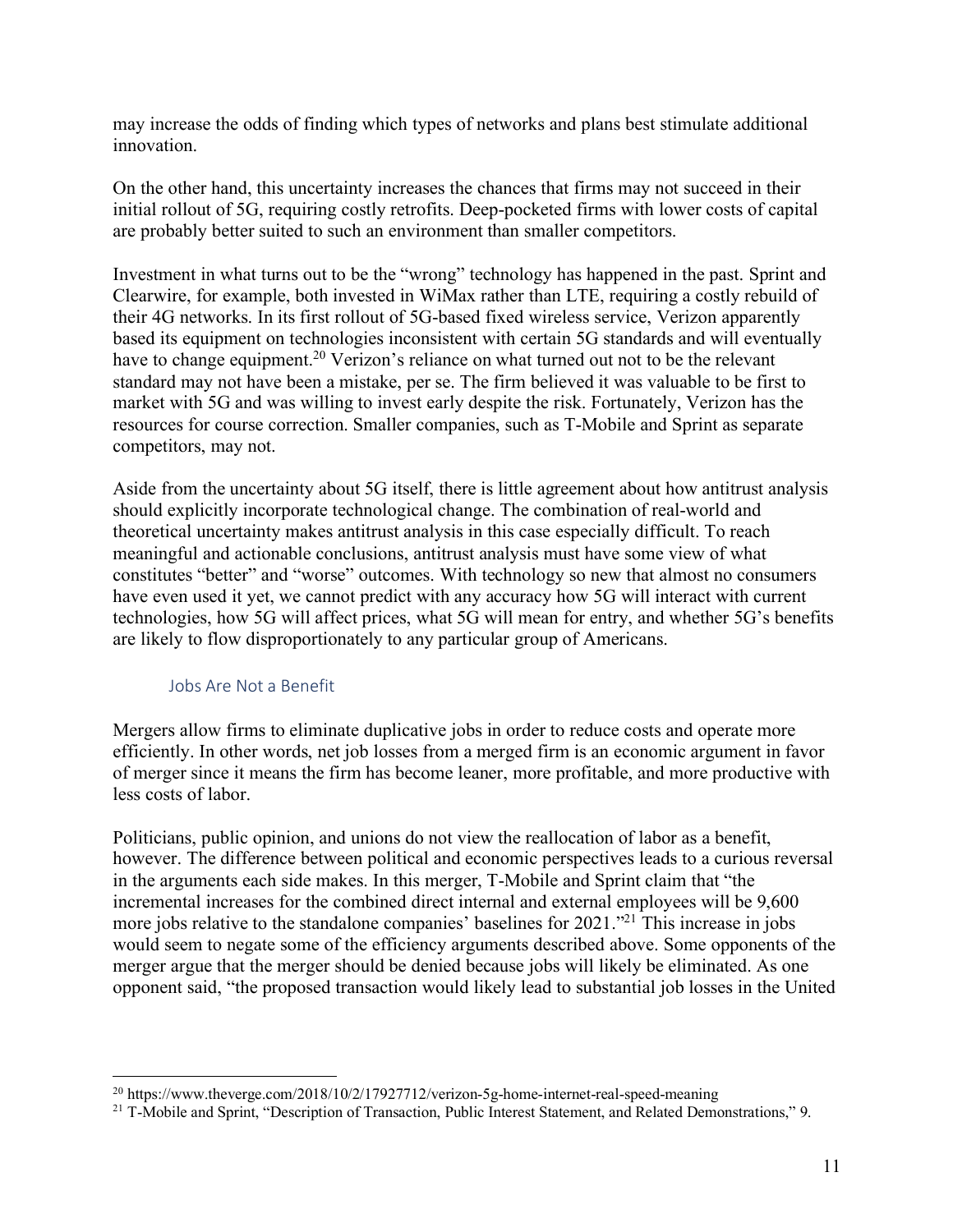may increase the odds of finding which types of networks and plans best stimulate additional innovation.

On the other hand, this uncertainty increases the chances that firms may not succeed in their initial rollout of 5G, requiring costly retrofits. Deep-pocketed firms with lower costs of capital are probably better suited to such an environment than smaller competitors.

Investment in what turns out to be the "wrong" technology has happened in the past. Sprint and Clearwire, for example, both invested in WiMax rather than LTE, requiring a costly rebuild of their 4G networks. In its first rollout of 5G-based fixed wireless service, Verizon apparently based its equipment on technologies inconsistent with certain 5G standards and will eventually have to change equipment.[20] Verizon's reliance on what turned out not to be the relevant standard may not have been a mistake, per se. The firm believed it was valuable to be first to market with 5G and was willing to invest early despite the risk. Fortunately, Verizon has the resources for course correction. Smaller companies, such as T-Mobile and Sprint as separate competitors, may not.

Aside from the uncertainty about 5G itself, there is little agreement about how antitrust analysis should explicitly incorporate technological change. The combination of real-world and theoretical uncertainty makes antitrust analysis in this case especially difficult. To reach meaningful and actionable conclusions, antitrust analysis must have some view of what constitutes "better" and "worse" outcomes. With technology so new that almost no consumers have even used it yet, we cannot predict with any accuracy how 5G will interact with current technologies, how 5G will affect prices, what 5G will mean for entry, and whether 5G's benefits are likely to flow disproportionately to any particular group of Americans.

### Jobs Are Not a Benefit

Mergers allow firms to eliminate duplicative jobs in order to reduce costs and operate more efficiently. In other words, net job losses from a merged firm is an economic argument in favor of merger since it means the firm has become leaner, more profitable, and more productive with less costs of labor.

Politicians, public opinion, and unions do not view the reallocation of labor as a benefit, however. The difference between political and economic perspectives leads to a curious reversal in the arguments each side makes. In this merger, T-Mobile and Sprint claim that "the incremental increases for the combined direct internal and external employees will be 9,600 more jobs relative to the standalone companies' baselines for 2021."[21] This increase in jobs would seem to negate some of the efficiency arguments described above. Some opponents of the merger argue that the merger should be denied because jobs will likely be eliminated. As one opponent said, "the proposed transaction would likely lead to substantial job losses in the United

[20] https://www.theverge.com/2018/10/2/17927712/verizon-5g-home-internet-real-speed-meaning

[21] T-Mobile and Sprint, "Description of Transaction, Public Interest Statement, and Related Demonstrations," 9.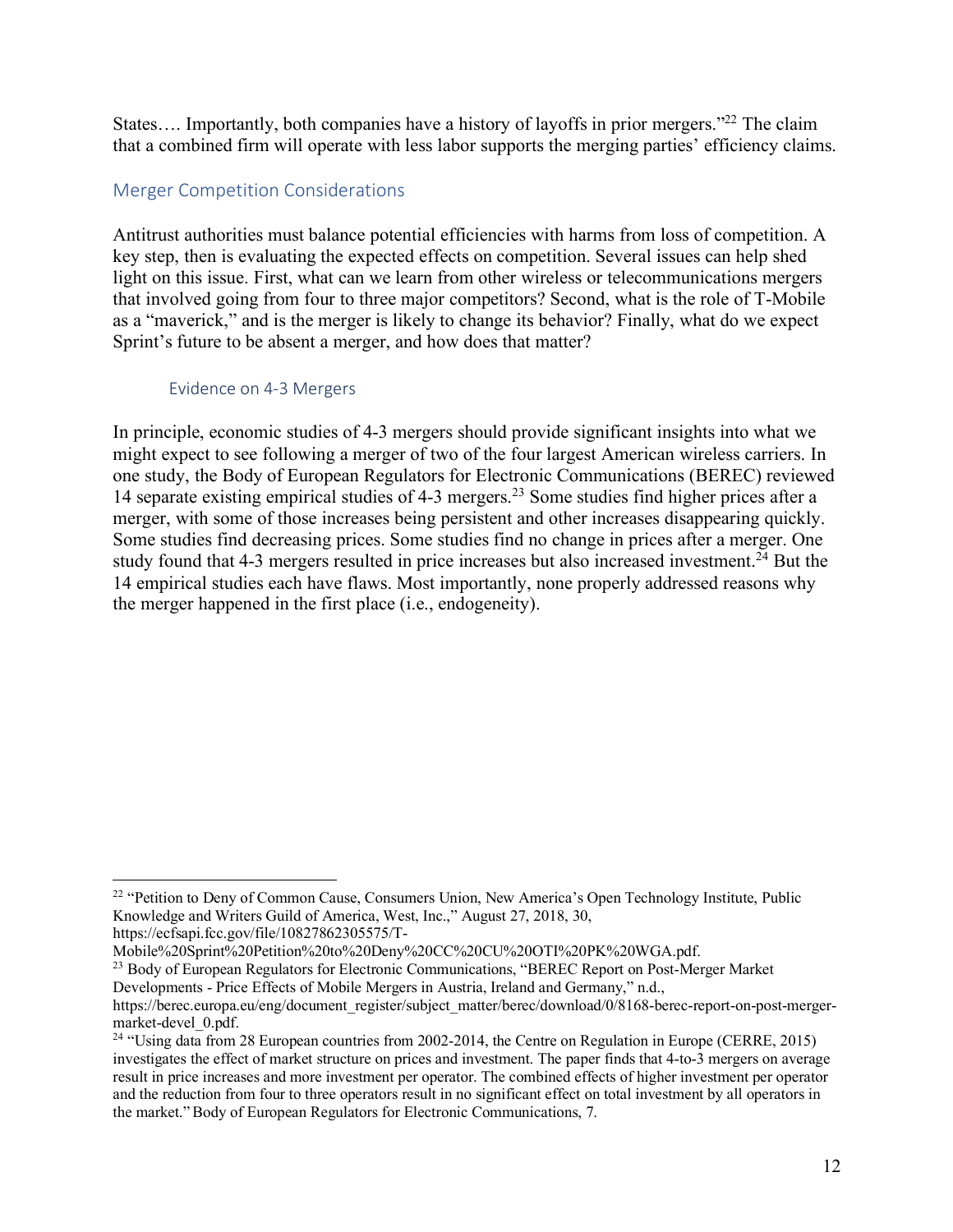States…. Importantly, both companies have a history of layoffs in prior mergers."[22] The claim that a combined firm will operate with less labor supports the merging parties' efficiency claims.

## Merger Competition Considerations

Antitrust authorities must balance potential efficiencies with harms from loss of competition. A key step, then is evaluating the expected effects on competition. Several issues can help shed light on this issue. First, what can we learn from other wireless or telecommunications mergers that involved going from four to three major competitors? Second, what is the role of T-Mobile as a "maverick," and is the merger is likely to change its behavior? Finally, what do we expect Sprint's future to be absent a merger, and how does that matter?

### Evidence on 4-3 Mergers

In principle, economic studies of 4-3 mergers should provide significant insights into what we might expect to see following a merger of two of the four largest American wireless carriers. In one study, the Body of European Regulators for Electronic Communications (BEREC) reviewed 14 separate existing empirical studies of 4-3 mergers.[23] Some studies find higher prices after a merger, with some of those increases being persistent and other increases disappearing quickly. Some studies find decreasing prices. Some studies find no change in prices after a merger. One study found that 4-3 mergers resulted in price increases but also increased investment.[24] But the 14 empirical studies each have flaws. Most importantly, none properly addressed reasons why the merger happened in the first place (i.e., endogeneity).

---

[22] "Petition to Deny of Common Cause, Consumers Union, New America's Open Technology Institute, Public Knowledge and Writers Guild of America, West, Inc.," August 27, 2018, 30, https://ecfsapi.fcc.gov/file/10827862305575/T-Mobile%20Sprint%20Petition%20to%20Deny%20CC%20CU%20OTI%20PK%20WGA.pdf.

[23] Body of European Regulators for Electronic Communications, "BEREC Report on Post-Merger Market Developments - Price Effects of Mobile Mergers in Austria, Ireland and Germany," n.d., https://berec.europa.eu/eng/document_register/subject_matter/berec/download/0/8168-berec-report-on-post-merger-market-devel_0.pdf.

[24] "Using data from 28 European countries from 2002-2014, the Centre on Regulation in Europe (CERRE, 2015) investigates the effect of market structure on prices and investment. The paper finds that 4-to-3 mergers on average result in price increases and more investment per operator. The combined effects of higher investment per operator and the reduction from four to three operators result in no significant effect on total investment by all operators in the market." Body of European Regulators for Electronic Communications, 7.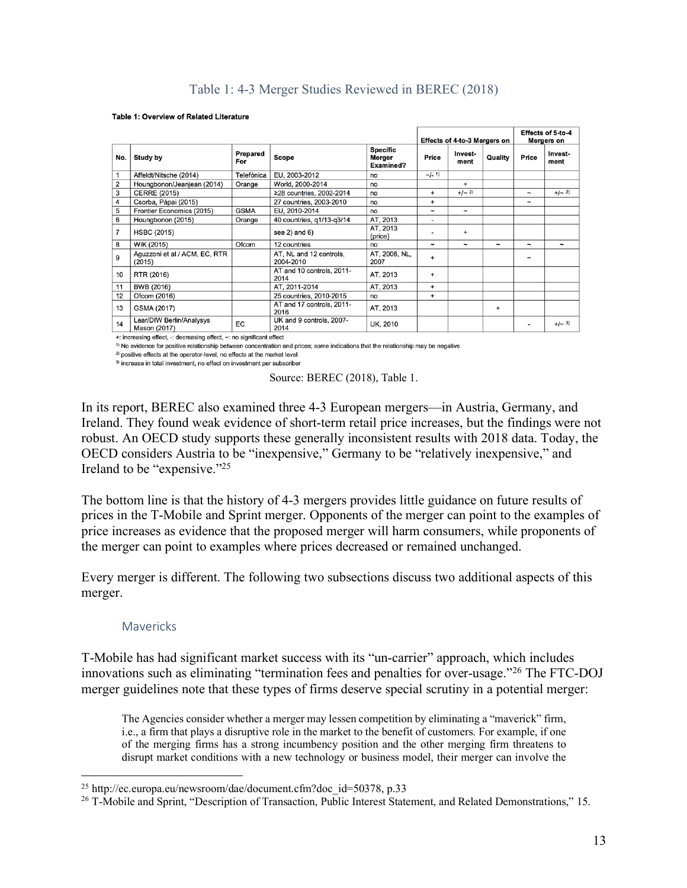Table 1: 4-3 Merger Studies Reviewed in BEREC (2018)

**Table 1: Overview of Related Literature**

| | | | | | Effects of 4-to-3 Mergers on | | | Effects of 5-to-4 Mergers on | |
|---|---|---|---|---|---|---|---|---|---|
| No. | Study by | Prepared For | Scope | Specific Merger Examined? | Price | Invest-ment | Quality | Price | Invest-ment |
| 1 | Affeldt/Nitsche (2014) | Telefónica | EU, 2003-2012 | no | ~/- 1) | | | | |
| 2 | Houngbonon/Jeanjean (2014) | Orange | World, 2000-2014 | no | | + | | | |
| 3 | CERRE (2015) | | ≥28 countries, 2002-2014 | no | + | +/~ 2) | | ~ | +/~ 2) |
| 4 | Csorba, Pápai (2015) | | 27 countries, 2003-2010 | no | + | | | ~ | |
| 5 | Frontier Economics (2015) | GSMA | EU, 2010-2014 | no | ~ | ~ | | | |
| 6 | Houngbonon (2015) | Orange | 40 countries, q1/13-q3/14 | AT, 2013 | - | | | | |
| 7 | HSBC (2015) | | see 2) and 6) | AT, 2013 (price) | - | + | | | |
| 8 | WIK (2015) | Ofcom | 12 countries | no | ~ | ~ | ~ | ~ | ~ |
| 9 | Aguzzoni et al / ACM, EC, RTR (2015) | | AT, NL and 12 controls, 2004-2010 | AT, 2006, NL, 2007 | + | | | ~ | |
| 10 | RTR (2016) | | AT and 10 controls, 2011-2014 | AT, 2013 | + | | | | |
| 11 | BWB (2016) | | AT, 2011-2014 | AT, 2013 | + | | | | |
| 12 | Ofcom (2016) | | 25 countries, 2010-2015 | no | + | | | | |
| 13 | GSMA (2017) | | AT and 17 controls, 2011-2016 | AT, 2013 | | | + | | |
| 14 | Lear/DIW Berlin/Analysys Mason (2017) | EC | UK and 9 controls, 2007-2014 | UK, 2010 | | | | - | +/~ 3) |

+: increasing effect, -: decreasing effect, ~: no significant effect

1) No evidence for positive relationship between concentration and prices; some indications that the relationship may be negative

2) positive effects at the operator-level, no effects at the market level

3) increase in total investment, no effect on investment per subscriber

Source: BEREC (2018), Table 1.

In its report, BEREC also examined three 4-3 European mergers—in Austria, Germany, and Ireland. They found weak evidence of short-term retail price increases, but the findings were not robust. An OECD study supports these generally inconsistent results with 2018 data. Today, the OECD considers Austria to be "inexpensive," Germany to be "relatively inexpensive," and Ireland to be "expensive."[25]

The bottom line is that the history of 4-3 mergers provides little guidance on future results of prices in the T-Mobile and Sprint merger. Opponents of the merger can point to the examples of price increases as evidence that the proposed merger will harm consumers, while proponents of the merger can point to examples where prices decreased or remained unchanged.

Every merger is different. The following two subsections discuss two additional aspects of this merger.

### Mavericks

T-Mobile has had significant market success with its "un-carrier" approach, which includes innovations such as eliminating "termination fees and penalties for over-usage."[26] The FTC-DOJ merger guidelines note that these types of firms deserve special scrutiny in a potential merger:

> The Agencies consider whether a merger may lessen competition by eliminating a "maverick" firm, i.e., a firm that plays a disruptive role in the market to the benefit of customers. For example, if one of the merging firms has a strong incumbency position and the other merging firm threatens to disrupt market conditions with a new technology or business model, their merger can involve the

[25] http://ec.europa.eu/newsroom/dae/document.cfm?doc_id=50378, p.33

[26] T-Mobile and Sprint, "Description of Transaction, Public Interest Statement, and Related Demonstrations," 15.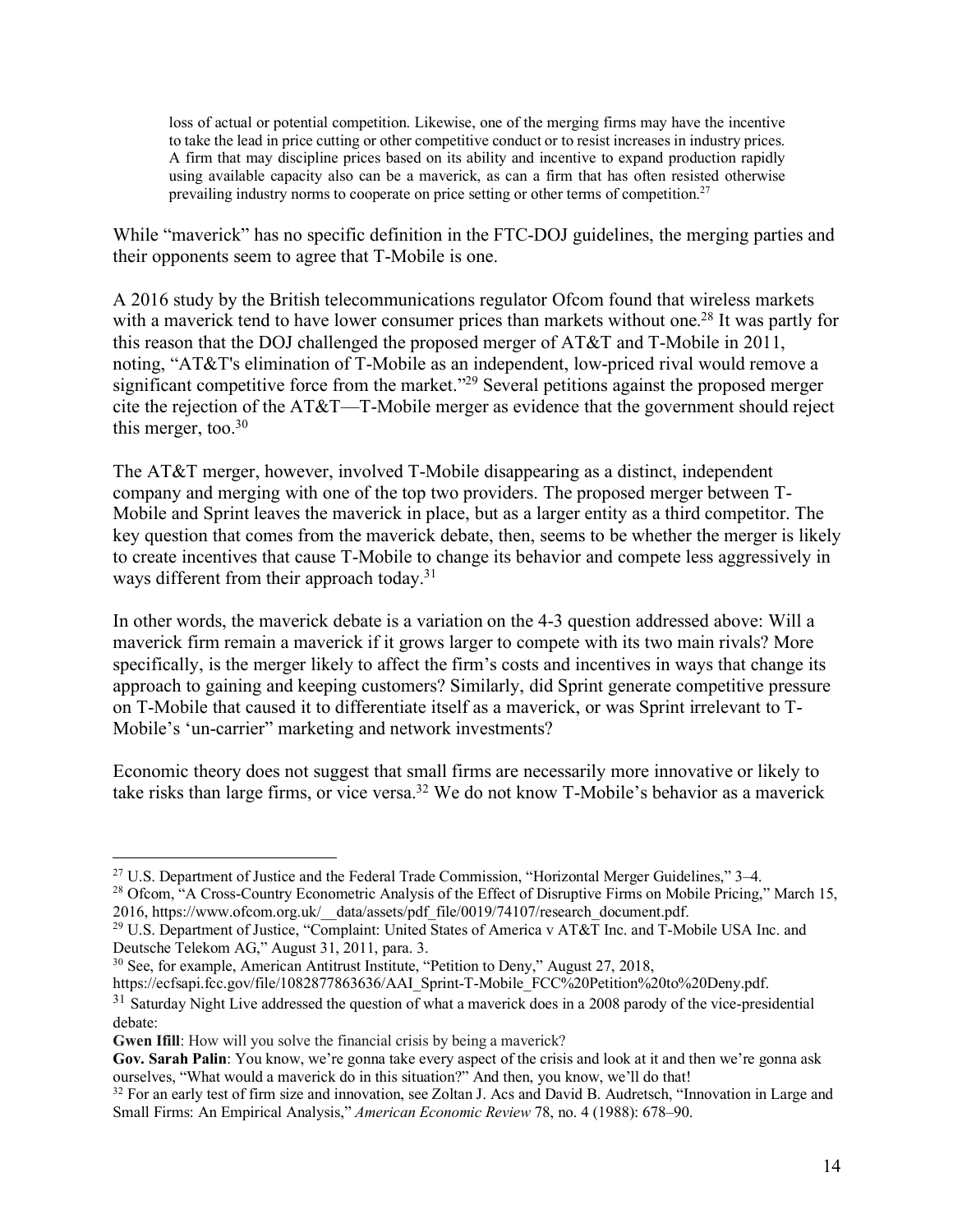> loss of actual or potential competition. Likewise, one of the merging firms may have the incentive to take the lead in price cutting or other competitive conduct or to resist increases in industry prices. A firm that may discipline prices based on its ability and incentive to expand production rapidly using available capacity also can be a maverick, as can a firm that has often resisted otherwise prevailing industry norms to cooperate on price setting or other terms of competition.[27]

While "maverick" has no specific definition in the FTC-DOJ guidelines, the merging parties and their opponents seem to agree that T-Mobile is one.

A 2016 study by the British telecommunications regulator Ofcom found that wireless markets with a maverick tend to have lower consumer prices than markets without one.[28] It was partly for this reason that the DOJ challenged the proposed merger of AT&T and T-Mobile in 2011, noting, "AT&T's elimination of T-Mobile as an independent, low-priced rival would remove a significant competitive force from the market."[29] Several petitions against the proposed merger cite the rejection of the AT&T—T-Mobile merger as evidence that the government should reject this merger, too.[30]

The AT&T merger, however, involved T-Mobile disappearing as a distinct, independent company and merging with one of the top two providers. The proposed merger between T-Mobile and Sprint leaves the maverick in place, but as a larger entity as a third competitor. The key question that comes from the maverick debate, then, seems to be whether the merger is likely to create incentives that cause T-Mobile to change its behavior and compete less aggressively in ways different from their approach today.[31]

In other words, the maverick debate is a variation on the 4-3 question addressed above: Will a maverick firm remain a maverick if it grows larger to compete with its two main rivals? More specifically, is the merger likely to affect the firm's costs and incentives in ways that change its approach to gaining and keeping customers? Similarly, did Sprint generate competitive pressure on T-Mobile that caused it to differentiate itself as a maverick, or was Sprint irrelevant to T-Mobile's 'un-carrier" marketing and network investments?

Economic theory does not suggest that small firms are necessarily more innovative or likely to take risks than large firms, or vice versa.[32] We do not know T-Mobile's behavior as a maverick

---

[27] U.S. Department of Justice and the Federal Trade Commission, "Horizontal Merger Guidelines," 3–4.

[28] Ofcom, "A Cross-Country Econometric Analysis of the Effect of Disruptive Firms on Mobile Pricing," March 15, 2016, https://www.ofcom.org.uk/__data/assets/pdf_file/0019/74107/research_document.pdf.

[29] U.S. Department of Justice, "Complaint: United States of America v AT&T Inc. and T-Mobile USA Inc. and Deutsche Telekom AG," August 31, 2011, para. 3.

[30] See, for example, American Antitrust Institute, "Petition to Deny," August 27, 2018, https://ecfsapi.fcc.gov/file/1082877863636/AAI_Sprint-T-Mobile_FCC%20Petition%20to%20Deny.pdf.

[31] Saturday Night Live addressed the question of what a maverick does in a 2008 parody of the vice-presidential debate:

**Gwen Ifill**: How will you solve the financial crisis by being a maverick?

**Gov. Sarah Palin**: You know, we're gonna take every aspect of the crisis and look at it and then we're gonna ask ourselves, "What would a maverick do in this situation?" And then, you know, we'll do that!

[32] For an early test of firm size and innovation, see Zoltan J. Acs and David B. Audretsch, "Innovation in Large and Small Firms: An Empirical Analysis," *American Economic Review* 78, no. 4 (1988): 678–90.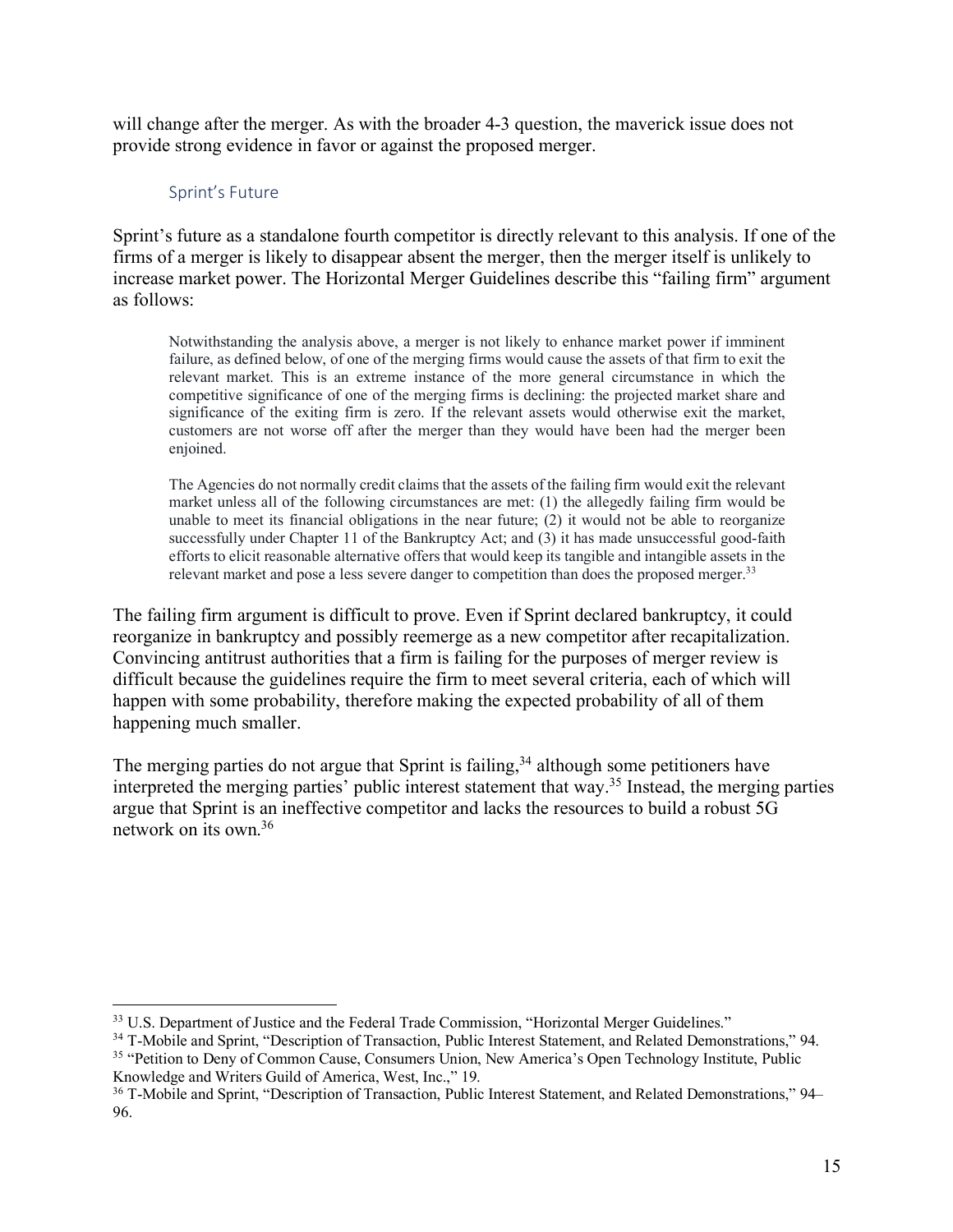will change after the merger. As with the broader 4-3 question, the maverick issue does not provide strong evidence in favor or against the proposed merger.

### Sprint's Future

Sprint's future as a standalone fourth competitor is directly relevant to this analysis. If one of the firms of a merger is likely to disappear absent the merger, then the merger itself is unlikely to increase market power. The Horizontal Merger Guidelines describe this "failing firm" argument as follows:

> Notwithstanding the analysis above, a merger is not likely to enhance market power if imminent failure, as defined below, of one of the merging firms would cause the assets of that firm to exit the relevant market. This is an extreme instance of the more general circumstance in which the competitive significance of one of the merging firms is declining: the projected market share and significance of the exiting firm is zero. If the relevant assets would otherwise exit the market, customers are not worse off after the merger than they would have been had the merger been enjoined.
>
> The Agencies do not normally credit claims that the assets of the failing firm would exit the relevant market unless all of the following circumstances are met: (1) the allegedly failing firm would be unable to meet its financial obligations in the near future; (2) it would not be able to reorganize successfully under Chapter 11 of the Bankruptcy Act; and (3) it has made unsuccessful good-faith efforts to elicit reasonable alternative offers that would keep its tangible and intangible assets in the relevant market and pose a less severe danger to competition than does the proposed merger.[33]

The failing firm argument is difficult to prove. Even if Sprint declared bankruptcy, it could reorganize in bankruptcy and possibly reemerge as a new competitor after recapitalization. Convincing antitrust authorities that a firm is failing for the purposes of merger review is difficult because the guidelines require the firm to meet several criteria, each of which will happen with some probability, therefore making the expected probability of all of them happening much smaller.

The merging parties do not argue that Sprint is failing,[34] although some petitioners have interpreted the merging parties' public interest statement that way.[35] Instead, the merging parties argue that Sprint is an ineffective competitor and lacks the resources to build a robust 5G network on its own.[36]

---

[33] U.S. Department of Justice and the Federal Trade Commission, "Horizontal Merger Guidelines."

[34] T-Mobile and Sprint, "Description of Transaction, Public Interest Statement, and Related Demonstrations," 94.

[35] "Petition to Deny of Common Cause, Consumers Union, New America's Open Technology Institute, Public Knowledge and Writers Guild of America, West, Inc.," 19.

[36] T-Mobile and Sprint, "Description of Transaction, Public Interest Statement, and Related Demonstrations," 94–96.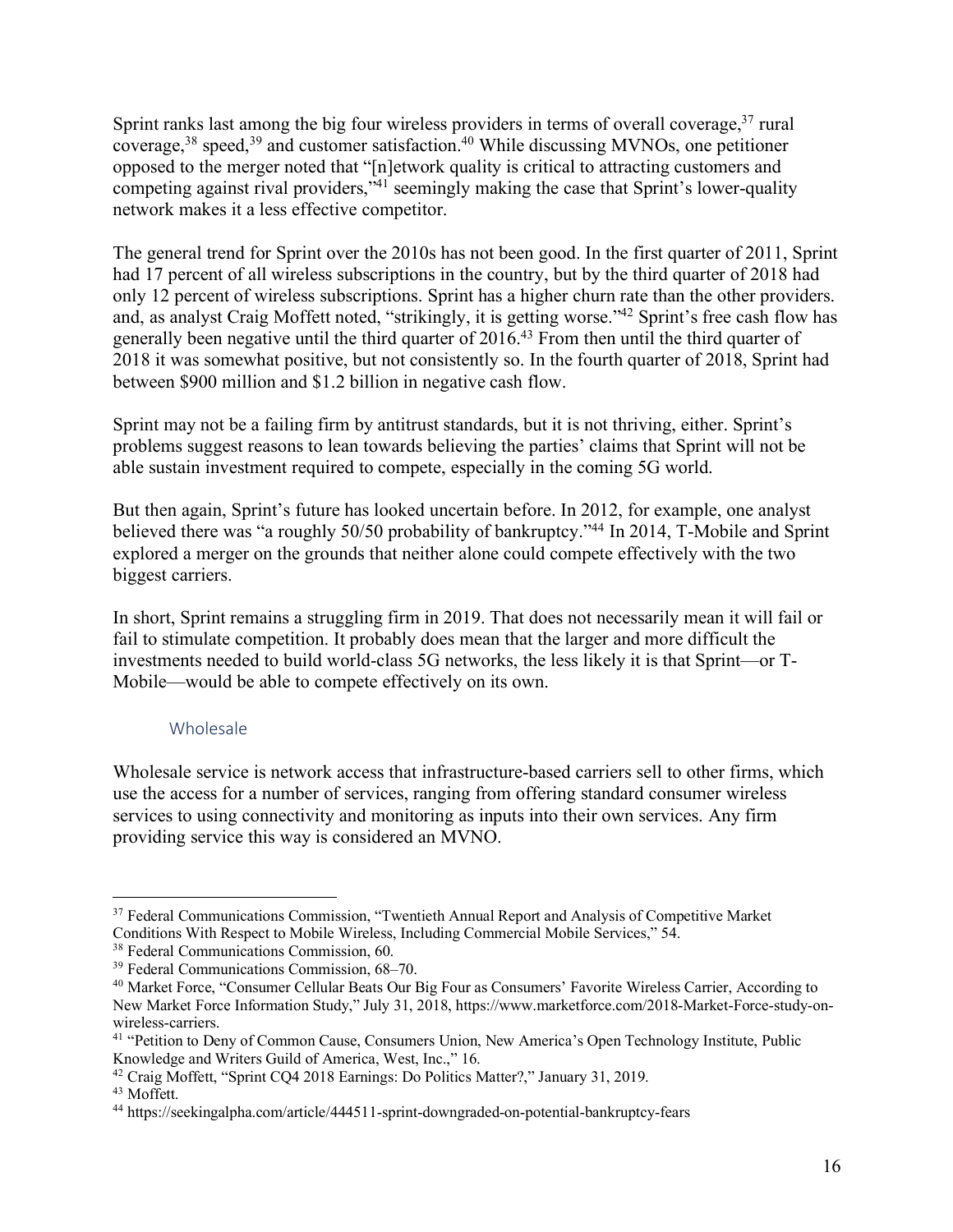Sprint ranks last among the big four wireless providers in terms of overall coverage,[37] rural coverage,[38] speed,[39] and customer satisfaction.[40] While discussing MVNOs, one petitioner opposed to the merger noted that "[n]etwork quality is critical to attracting customers and competing against rival providers,"[41] seemingly making the case that Sprint's lower-quality network makes it a less effective competitor.

The general trend for Sprint over the 2010s has not been good. In the first quarter of 2011, Sprint had 17 percent of all wireless subscriptions in the country, but by the third quarter of 2018 had only 12 percent of wireless subscriptions. Sprint has a higher churn rate than the other providers. and, as analyst Craig Moffett noted, "strikingly, it is getting worse."[42] Sprint's free cash flow has generally been negative until the third quarter of 2016.[43] From then until the third quarter of 2018 it was somewhat positive, but not consistently so. In the fourth quarter of 2018, Sprint had between $900 million and $1.2 billion in negative cash flow.

Sprint may not be a failing firm by antitrust standards, but it is not thriving, either. Sprint's problems suggest reasons to lean towards believing the parties' claims that Sprint will not be able sustain investment required to compete, especially in the coming 5G world.

But then again, Sprint's future has looked uncertain before. In 2012, for example, one analyst believed there was "a roughly 50/50 probability of bankruptcy."[44] In 2014, T-Mobile and Sprint explored a merger on the grounds that neither alone could compete effectively with the two biggest carriers.

In short, Sprint remains a struggling firm in 2019. That does not necessarily mean it will fail or fail to stimulate competition. It probably does mean that the larger and more difficult the investments needed to build world-class 5G networks, the less likely it is that Sprint—or T-Mobile—would be able to compete effectively on its own.

### Wholesale

Wholesale service is network access that infrastructure-based carriers sell to other firms, which use the access for a number of services, ranging from offering standard consumer wireless services to using connectivity and monitoring as inputs into their own services. Any firm providing service this way is considered an MVNO.

---

[37] Federal Communications Commission, "Twentieth Annual Report and Analysis of Competitive Market Conditions With Respect to Mobile Wireless, Including Commercial Mobile Services," 54.

[38] Federal Communications Commission, 60.

[39] Federal Communications Commission, 68–70.

[40] Market Force, "Consumer Cellular Beats Our Big Four as Consumers' Favorite Wireless Carrier, According to New Market Force Information Study," July 31, 2018, https://www.marketforce.com/2018-Market-Force-study-on-wireless-carriers.

[41] "Petition to Deny of Common Cause, Consumers Union, New America's Open Technology Institute, Public Knowledge and Writers Guild of America, West, Inc.," 16.

[42] Craig Moffett, "Sprint CQ4 2018 Earnings: Do Politics Matter?," January 31, 2019.

[43] Moffett.

[44] https://seekingalpha.com/article/444511-sprint-downgraded-on-potential-bankruptcy-fears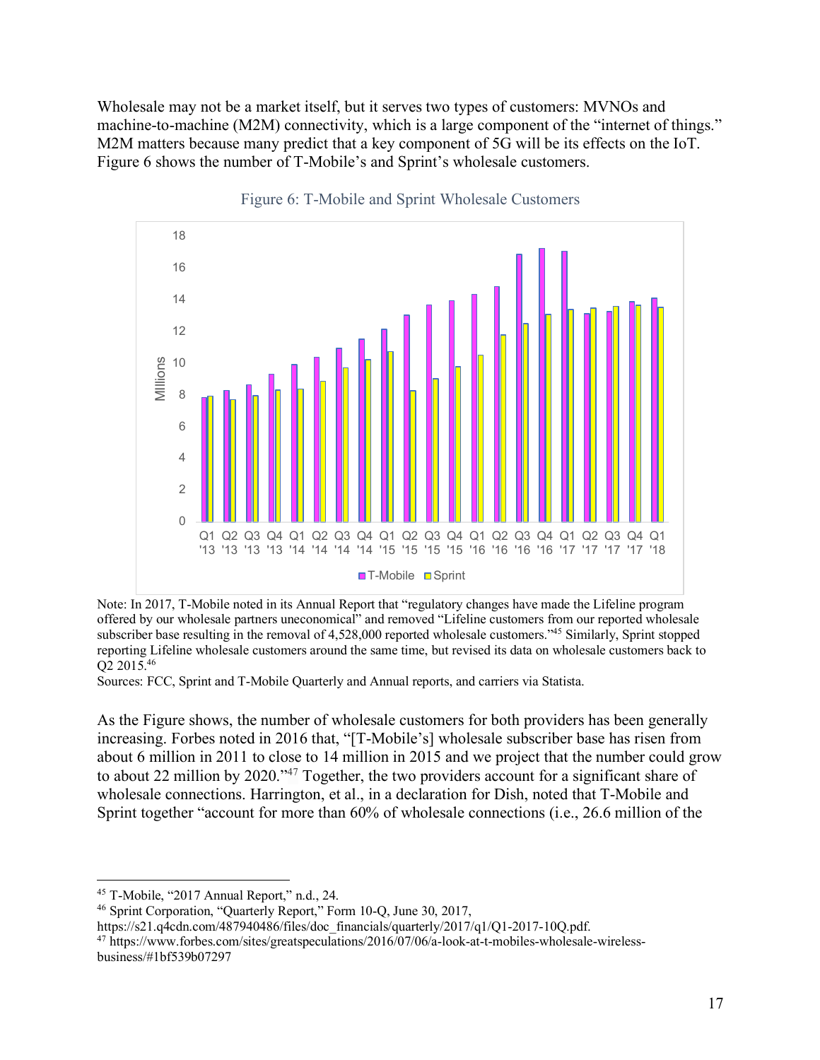Wholesale may not be a market itself, but it serves two types of customers: MVNOs and machine-to-machine (M2M) connectivity, which is a large component of the "internet of things." M2M matters because many predict that a key component of 5G will be its effects on the IoT. Figure 6 shows the number of T-Mobile's and Sprint's wholesale customers.

Figure 6: T-Mobile and Sprint Wholesale Customers

Note: In 2017, T-Mobile noted in its Annual Report that "regulatory changes have made the Lifeline program offered by our wholesale partners uneconomical" and removed "Lifeline customers from our reported wholesale subscriber base resulting in the removal of 4,528,000 reported wholesale customers."[45] Similarly, Sprint stopped reporting Lifeline wholesale customers around the same time, but revised its data on wholesale customers back to Q2 2015.[46]

Sources: FCC, Sprint and T-Mobile Quarterly and Annual reports, and carriers via Statista.

As the Figure shows, the number of wholesale customers for both providers has been generally increasing. Forbes noted in 2016 that, "[T-Mobile's] wholesale subscriber base has risen from about 6 million in 2011 to close to 14 million in 2015 and we project that the number could grow to about 22 million by 2020."[47] Together, the two providers account for a significant share of wholesale connections. Harrington, et al., in a declaration for Dish, noted that T-Mobile and Sprint together "account for more than 60% of wholesale connections (i.e., 26.6 million of the

---

[45] T-Mobile, "2017 Annual Report," n.d., 24.

[46] Sprint Corporation, "Quarterly Report," Form 10-Q, June 30, 2017, https://s21.q4cdn.com/487940486/files/doc_financials/quarterly/2017/q1/Q1-2017-10Q.pdf.

[47] https://www.forbes.com/sites/greatspeculations/2016/07/06/a-look-at-t-mobiles-wholesale-wireless-business/#1bf539b07297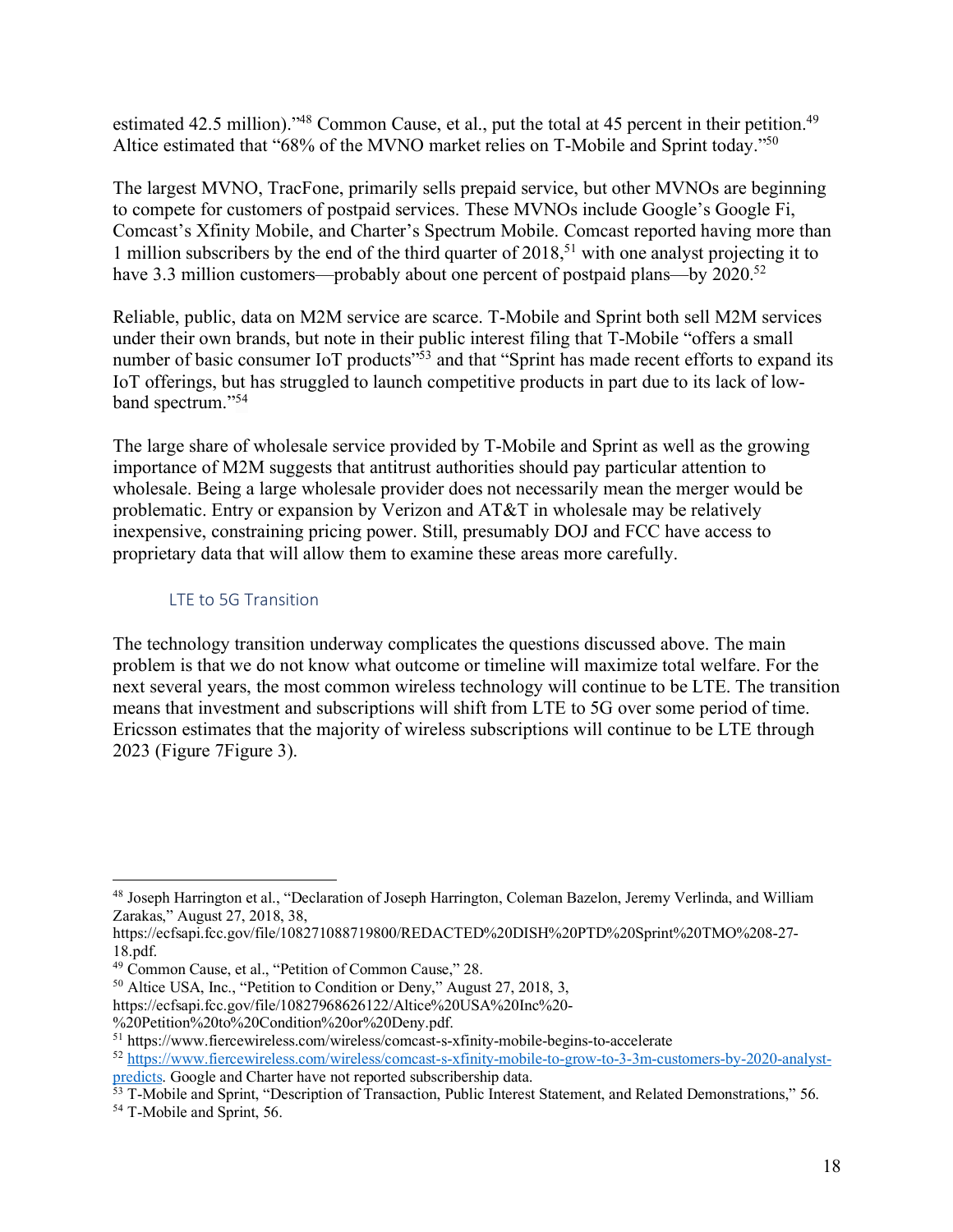estimated 42.5 million)."[48] Common Cause, et al., put the total at 45 percent in their petition.[49] Altice estimated that "68% of the MVNO market relies on T-Mobile and Sprint today."[50]

The largest MVNO, TracFone, primarily sells prepaid service, but other MVNOs are beginning to compete for customers of postpaid services. These MVNOs include Google's Google Fi, Comcast's Xfinity Mobile, and Charter's Spectrum Mobile. Comcast reported having more than 1 million subscribers by the end of the third quarter of 2018,[51] with one analyst projecting it to have 3.3 million customers—probably about one percent of postpaid plans—by 2020.[52]

Reliable, public, data on M2M service are scarce. T-Mobile and Sprint both sell M2M services under their own brands, but note in their public interest filing that T-Mobile "offers a small number of basic consumer IoT products"[53] and that "Sprint has made recent efforts to expand its IoT offerings, but has struggled to launch competitive products in part due to its lack of low-band spectrum."[54]

The large share of wholesale service provided by T-Mobile and Sprint as well as the growing importance of M2M suggests that antitrust authorities should pay particular attention to wholesale. Being a large wholesale provider does not necessarily mean the merger would be problematic. Entry or expansion by Verizon and AT&T in wholesale may be relatively inexpensive, constraining pricing power. Still, presumably DOJ and FCC have access to proprietary data that will allow them to examine these areas more carefully.

### LTE to 5G Transition

The technology transition underway complicates the questions discussed above. The main problem is that we do not know what outcome or timeline will maximize total welfare. For the next several years, the most common wireless technology will continue to be LTE. The transition means that investment and subscriptions will shift from LTE to 5G over some period of time. Ericsson estimates that the majority of wireless subscriptions will continue to be LTE through 2023 (Figure 7Figure 3).

---

[48] Joseph Harrington et al., "Declaration of Joseph Harrington, Coleman Bazelon, Jeremy Verlinda, and William Zarakas," August 27, 2018, 38, https://ecfsapi.fcc.gov/file/108271088719800/REDACTED%20DISH%20PTD%20Sprint%20TMO%208-27-18.pdf.

[49] Common Cause, et al., "Petition of Common Cause," 28.

[50] Altice USA, Inc., "Petition to Condition or Deny," August 27, 2018, 3, https://ecfsapi.fcc.gov/file/10827968626122/Altice%20USA%20Inc%20-%20Petition%20to%20Condition%20or%20Deny.pdf.

[51] https://www.fiercewireless.com/wireless/comcast-s-xfinity-mobile-begins-to-accelerate

[52] https://www.fiercewireless.com/wireless/comcast-s-xfinity-mobile-to-grow-to-3-3m-customers-by-2020-analyst-predicts. Google and Charter have not reported subscribership data.

[53] T-Mobile and Sprint, "Description of Transaction, Public Interest Statement, and Related Demonstrations," 56.

[54] T-Mobile and Sprint, 56.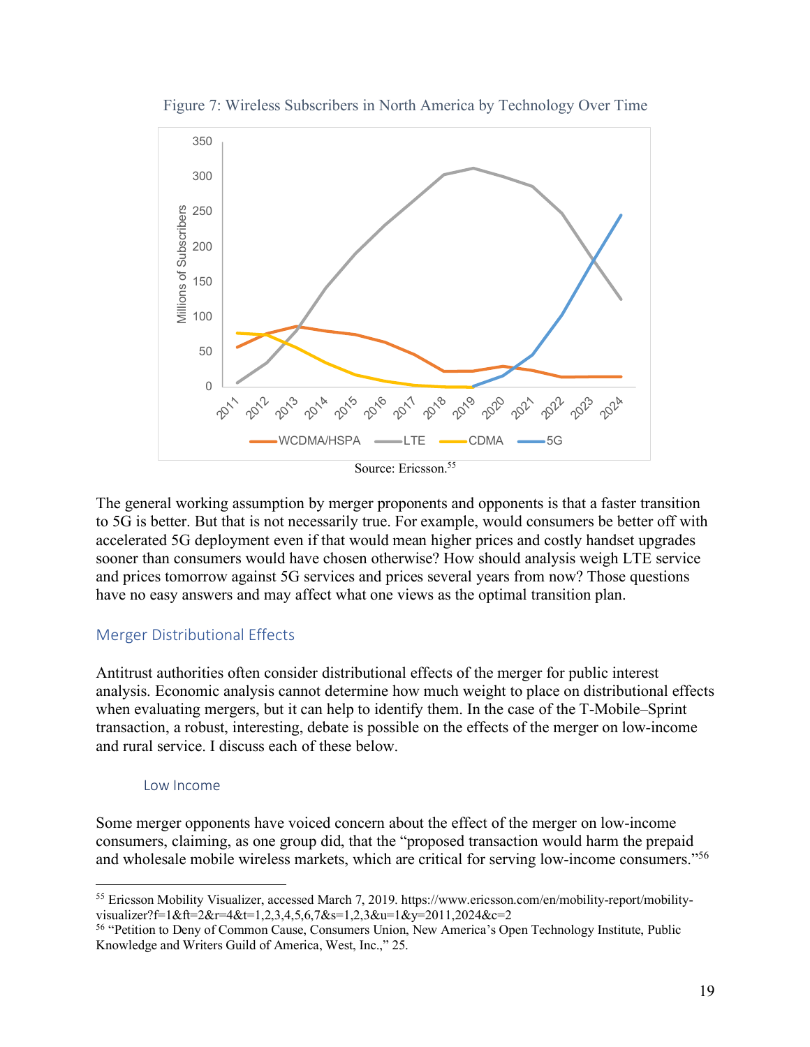Figure 7: Wireless Subscribers in North America by Technology Over Time

Source: Ericsson.[55]

The general working assumption by merger proponents and opponents is that a faster transition to 5G is better. But that is not necessarily true. For example, would consumers be better off with accelerated 5G deployment even if that would mean higher prices and costly handset upgrades sooner than consumers would have chosen otherwise? How should analysis weigh LTE service and prices tomorrow against 5G services and prices several years from now? Those questions have no easy answers and may affect what one views as the optimal transition plan.

## Merger Distributional Effects

Antitrust authorities often consider distributional effects of the merger for public interest analysis. Economic analysis cannot determine how much weight to place on distributional effects when evaluating mergers, but it can help to identify them. In the case of the T-Mobile–Sprint transaction, a robust, interesting, debate is possible on the effects of the merger on low-income and rural service. I discuss each of these below.

### Low Income

Some merger opponents have voiced concern about the effect of the merger on low-income consumers, claiming, as one group did, that the "proposed transaction would harm the prepaid and wholesale mobile wireless markets, which are critical for serving low-income consumers."[56]

---

[55] Ericsson Mobility Visualizer, accessed March 7, 2019. https://www.ericsson.com/en/mobility-report/mobility-visualizer?f=1&ft=2&r=4&t=1,2,3,4,5,6,7&s=1,2,3&u=1&y=2011,2024&c=2

[56] "Petition to Deny of Common Cause, Consumers Union, New America's Open Technology Institute, Public Knowledge and Writers Guild of America, West, Inc.," 25.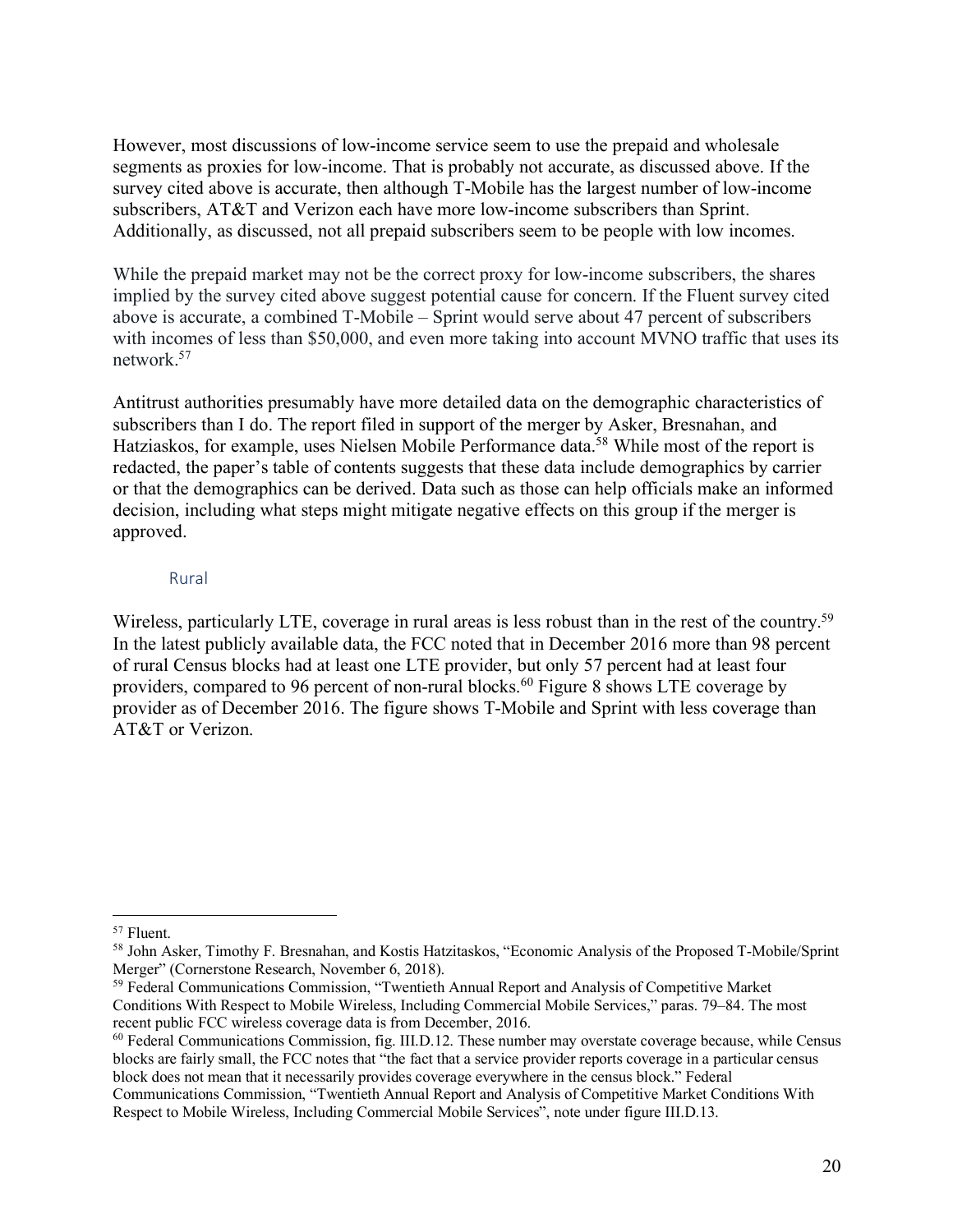However, most discussions of low-income service seem to use the prepaid and wholesale segments as proxies for low-income. That is probably not accurate, as discussed above. If the survey cited above is accurate, then although T-Mobile has the largest number of low-income subscribers, AT&T and Verizon each have more low-income subscribers than Sprint. Additionally, as discussed, not all prepaid subscribers seem to be people with low incomes.

While the prepaid market may not be the correct proxy for low-income subscribers, the shares implied by the survey cited above suggest potential cause for concern. If the Fluent survey cited above is accurate, a combined T-Mobile – Sprint would serve about 47 percent of subscribers with incomes of less than $50,000, and even more taking into account MVNO traffic that uses its network.[57]

Antitrust authorities presumably have more detailed data on the demographic characteristics of subscribers than I do. The report filed in support of the merger by Asker, Bresnahan, and Hatziaskos, for example, uses Nielsen Mobile Performance data.[58] While most of the report is redacted, the paper's table of contents suggests that these data include demographics by carrier or that the demographics can be derived. Data such as those can help officials make an informed decision, including what steps might mitigate negative effects on this group if the merger is approved.

### Rural

Wireless, particularly LTE, coverage in rural areas is less robust than in the rest of the country.[59] In the latest publicly available data, the FCC noted that in December 2016 more than 98 percent of rural Census blocks had at least one LTE provider, but only 57 percent had at least four providers, compared to 96 percent of non-rural blocks.[60] Figure 8 shows LTE coverage by provider as of December 2016. The figure shows T-Mobile and Sprint with less coverage than AT&T or Verizon.

---

[57] Fluent.

[58] John Asker, Timothy F. Bresnahan, and Kostis Hatzitaskos, "Economic Analysis of the Proposed T-Mobile/Sprint Merger" (Cornerstone Research, November 6, 2018).

[59] Federal Communications Commission, "Twentieth Annual Report and Analysis of Competitive Market Conditions With Respect to Mobile Wireless, Including Commercial Mobile Services," paras. 79–84. The most recent public FCC wireless coverage data is from December, 2016.

[60] Federal Communications Commission, fig. III.D.12. These number may overstate coverage because, while Census blocks are fairly small, the FCC notes that "the fact that a service provider reports coverage in a particular census block does not mean that it necessarily provides coverage everywhere in the census block." Federal Communications Commission, "Twentieth Annual Report and Analysis of Competitive Market Conditions With Respect to Mobile Wireless, Including Commercial Mobile Services", note under figure III.D.13.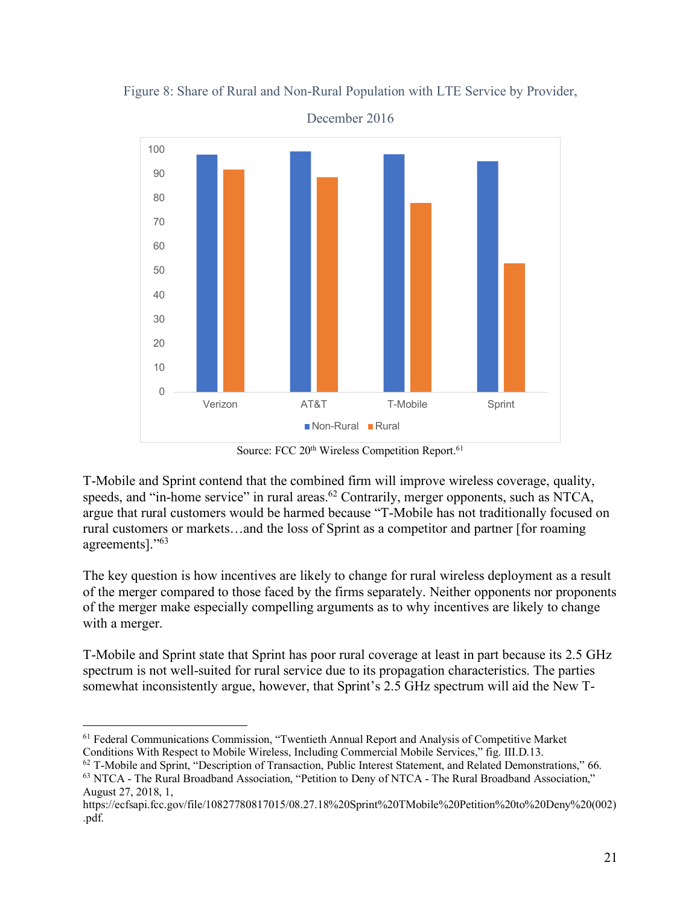Figure 8: Share of Rural and Non-Rural Population with LTE Service by Provider, December 2016

Source: FCC 20th Wireless Competition Report.[61]

T-Mobile and Sprint contend that the combined firm will improve wireless coverage, quality, speeds, and "in-home service" in rural areas.[62] Contrarily, merger opponents, such as NTCA, argue that rural customers would be harmed because "T-Mobile has not traditionally focused on rural customers or markets…and the loss of Sprint as a competitor and partner [for roaming agreements]."[63]

The key question is how incentives are likely to change for rural wireless deployment as a result of the merger compared to those faced by the firms separately. Neither opponents nor proponents of the merger make especially compelling arguments as to why incentives are likely to change with a merger.

T-Mobile and Sprint state that Sprint has poor rural coverage at least in part because its 2.5 GHz spectrum is not well-suited for rural service due to its propagation characteristics. The parties somewhat inconsistently argue, however, that Sprint's 2.5 GHz spectrum will aid the New T-

---

[61] Federal Communications Commission, "Twentieth Annual Report and Analysis of Competitive Market Conditions With Respect to Mobile Wireless, Including Commercial Mobile Services," fig. III.D.13.

[62] T-Mobile and Sprint, "Description of Transaction, Public Interest Statement, and Related Demonstrations," 66.

[63] NTCA - The Rural Broadband Association, "Petition to Deny of NTCA - The Rural Broadband Association," August 27, 2018, 1, https://ecfsapi.fcc.gov/file/10827780817015/08.27.18%20Sprint%20TMobile%20Petition%20to%20Deny%20(002).pdf.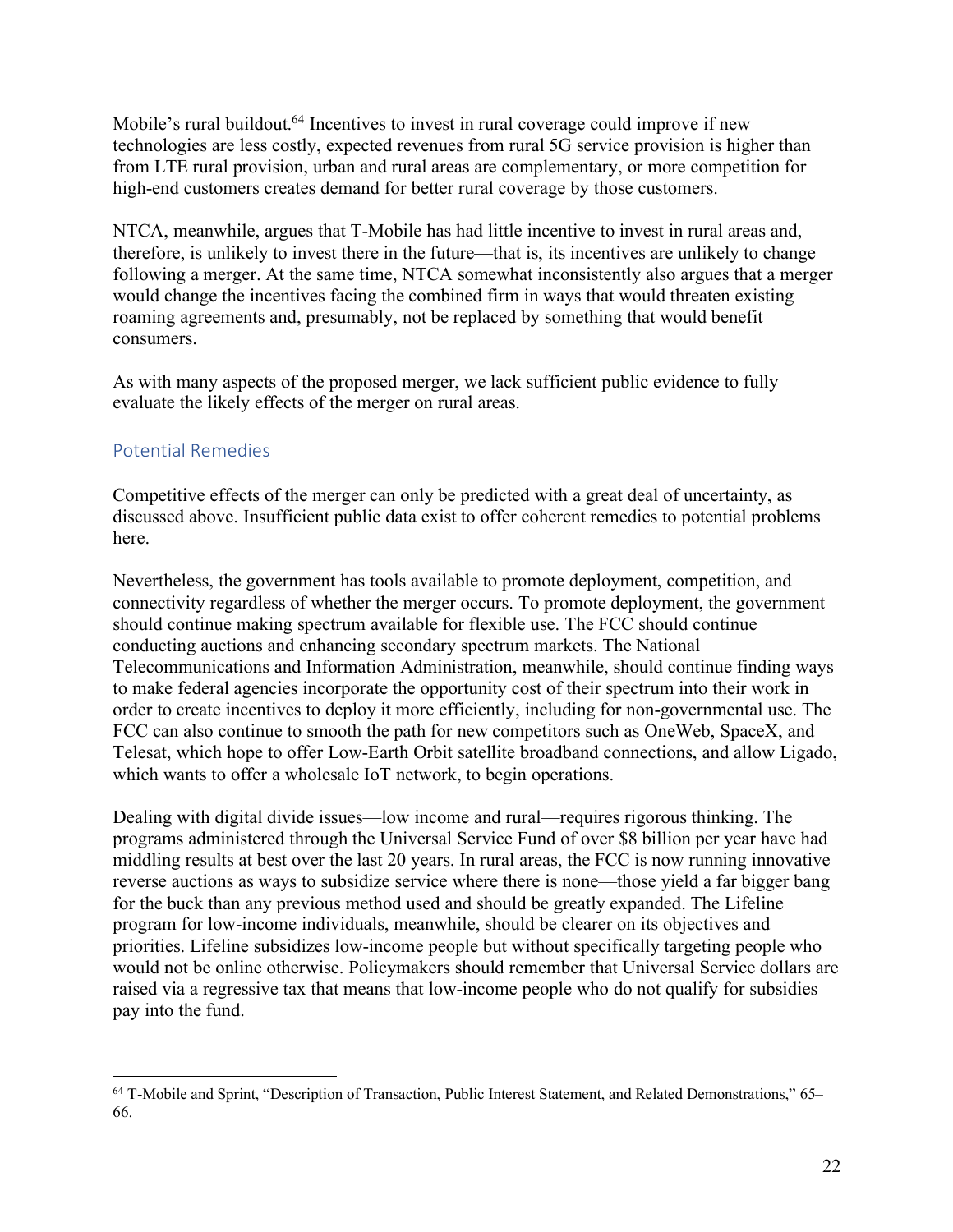Mobile's rural buildout.[64] Incentives to invest in rural coverage could improve if new technologies are less costly, expected revenues from rural 5G service provision is higher than from LTE rural provision, urban and rural areas are complementary, or more competition for high-end customers creates demand for better rural coverage by those customers.

NTCA, meanwhile, argues that T-Mobile has had little incentive to invest in rural areas and, therefore, is unlikely to invest there in the future—that is, its incentives are unlikely to change following a merger. At the same time, NTCA somewhat inconsistently also argues that a merger would change the incentives facing the combined firm in ways that would threaten existing roaming agreements and, presumably, not be replaced by something that would benefit consumers.

As with many aspects of the proposed merger, we lack sufficient public evidence to fully evaluate the likely effects of the merger on rural areas.

## Potential Remedies

Competitive effects of the merger can only be predicted with a great deal of uncertainty, as discussed above. Insufficient public data exist to offer coherent remedies to potential problems here.

Nevertheless, the government has tools available to promote deployment, competition, and connectivity regardless of whether the merger occurs. To promote deployment, the government should continue making spectrum available for flexible use. The FCC should continue conducting auctions and enhancing secondary spectrum markets. The National Telecommunications and Information Administration, meanwhile, should continue finding ways to make federal agencies incorporate the opportunity cost of their spectrum into their work in order to create incentives to deploy it more efficiently, including for non-governmental use. The FCC can also continue to smooth the path for new competitors such as OneWeb, SpaceX, and Telesat, which hope to offer Low-Earth Orbit satellite broadband connections, and allow Ligado, which wants to offer a wholesale IoT network, to begin operations.

Dealing with digital divide issues—low income and rural—requires rigorous thinking. The programs administered through the Universal Service Fund of over $8 billion per year have had middling results at best over the last 20 years. In rural areas, the FCC is now running innovative reverse auctions as ways to subsidize service where there is none—those yield a far bigger bang for the buck than any previous method used and should be greatly expanded. The Lifeline program for low-income individuals, meanwhile, should be clearer on its objectives and priorities. Lifeline subsidizes low-income people but without specifically targeting people who would not be online otherwise. Policymakers should remember that Universal Service dollars are raised via a regressive tax that means that low-income people who do not qualify for subsidies pay into the fund.

---

[64] T-Mobile and Sprint, "Description of Transaction, Public Interest Statement, and Related Demonstrations," 65–66.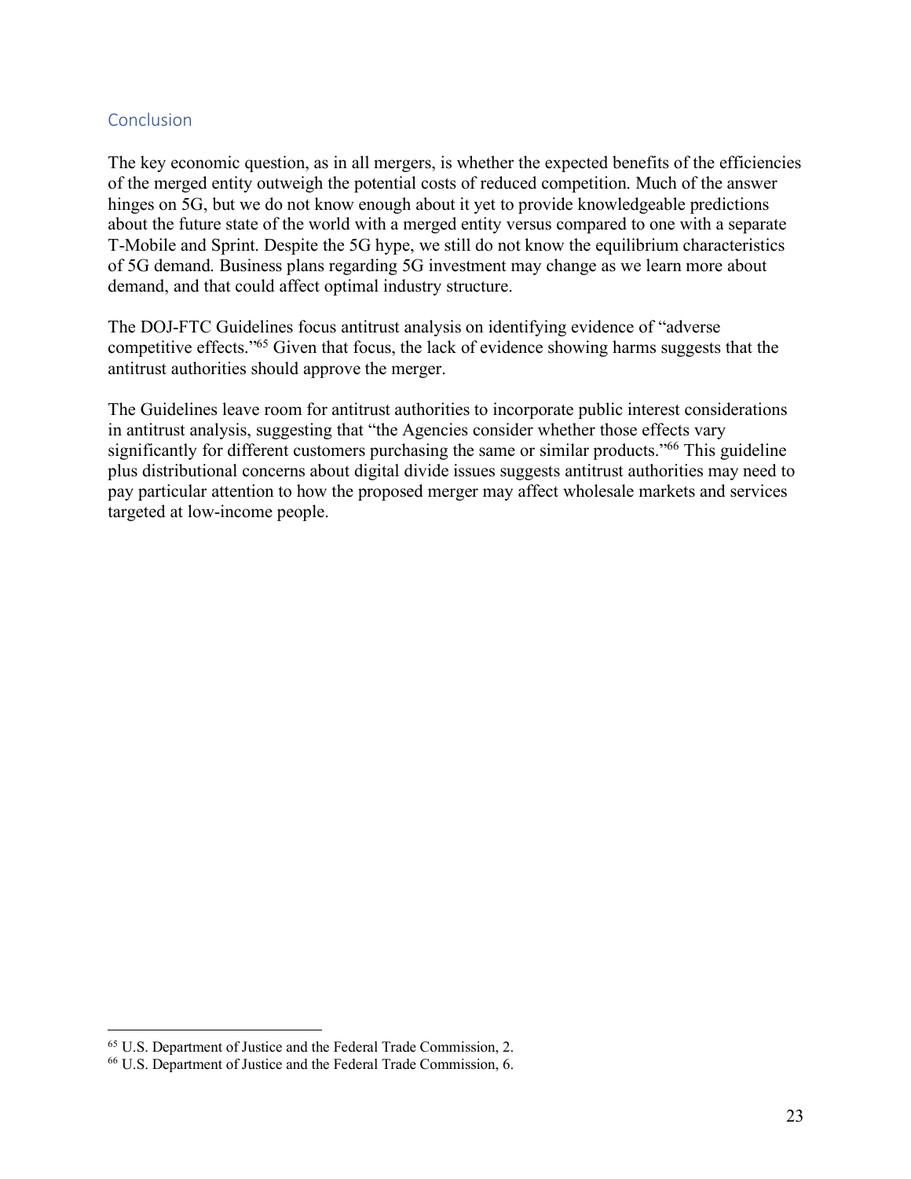## Conclusion

The key economic question, as in all mergers, is whether the expected benefits of the efficiencies of the merged entity outweigh the potential costs of reduced competition. Much of the answer hinges on 5G, but we do not know enough about it yet to provide knowledgeable predictions about the future state of the world with a merged entity versus compared to one with a separate T-Mobile and Sprint. Despite the 5G hype, we still do not know the equilibrium characteristics of 5G demand. Business plans regarding 5G investment may change as we learn more about demand, and that could affect optimal industry structure.

The DOJ-FTC Guidelines focus antitrust analysis on identifying evidence of "adverse competitive effects."[65] Given that focus, the lack of evidence showing harms suggests that the antitrust authorities should approve the merger.

The Guidelines leave room for antitrust authorities to incorporate public interest considerations in antitrust analysis, suggesting that "the Agencies consider whether those effects vary significantly for different customers purchasing the same or similar products."[66] This guideline plus distributional concerns about digital divide issues suggests antitrust authorities may need to pay particular attention to how the proposed merger may affect wholesale markets and services targeted at low-income people.

---

[65] U.S. Department of Justice and the Federal Trade Commission, 2.

[66] U.S. Department of Justice and the Federal Trade Commission, 6.